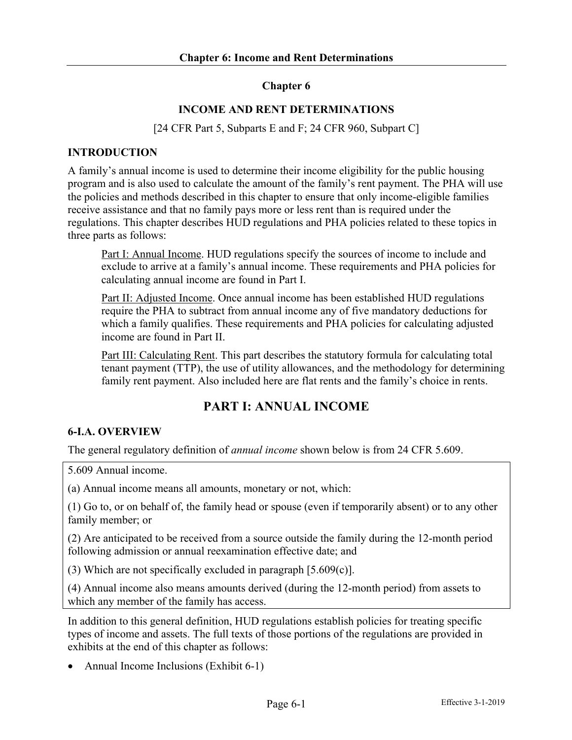# Chapter 6

## INCOME AND RENT DETERMINATIONS

[24 CFR Part 5, Subparts E and F; 24 CFR 960, Subpart C]

### INTRODUCTION

A family's annual income is used to determine their income eligibility for the public housing program and is also used to calculate the amount of the family's rent payment. The PHA will use the policies and methods described in this chapter to ensure that only income-eligible families receive assistance and that no family pays more or less rent than is required under the regulations. This chapter describes HUD regulations and PHA policies related to these topics in three parts as follows:

> Part I: Annual Income. HUD regulations specify the sources of income to include and exclude to arrive at a family's annual income. These requirements and PHA policies for calculating annual income are found in Part I.
>
> Part II: Adjusted Income. Once annual income has been established HUD regulations require the PHA to subtract from annual income any of five mandatory deductions for which a family qualifies. These requirements and PHA policies for calculating adjusted income are found in Part II.
>
> Part III: Calculating Rent. This part describes the statutory formula for calculating total tenant payment (TTP), the use of utility allowances, and the methodology for determining family rent payment. Also included here are flat rents and the family's choice in rents.

## PART I: ANNUAL INCOME

### 6-I.A. OVERVIEW

The general regulatory definition of *annual income* shown below is from 24 CFR 5.609.

> 5.609 Annual income.
>
> (a) Annual income means all amounts, monetary or not, which:
>
> (1) Go to, or on behalf of, the family head or spouse (even if temporarily absent) or to any other family member; or
>
> (2) Are anticipated to be received from a source outside the family during the 12-month period following admission or annual reexamination effective date; and
>
> (3) Which are not specifically excluded in paragraph [5.609(c)].
>
> (4) Annual income also means amounts derived (during the 12-month period) from assets to which any member of the family has access.

In addition to this general definition, HUD regulations establish policies for treating specific types of income and assets. The full texts of those portions of the regulations are provided in exhibits at the end of this chapter as follows:

- Annual Income Inclusions (Exhibit 6-1)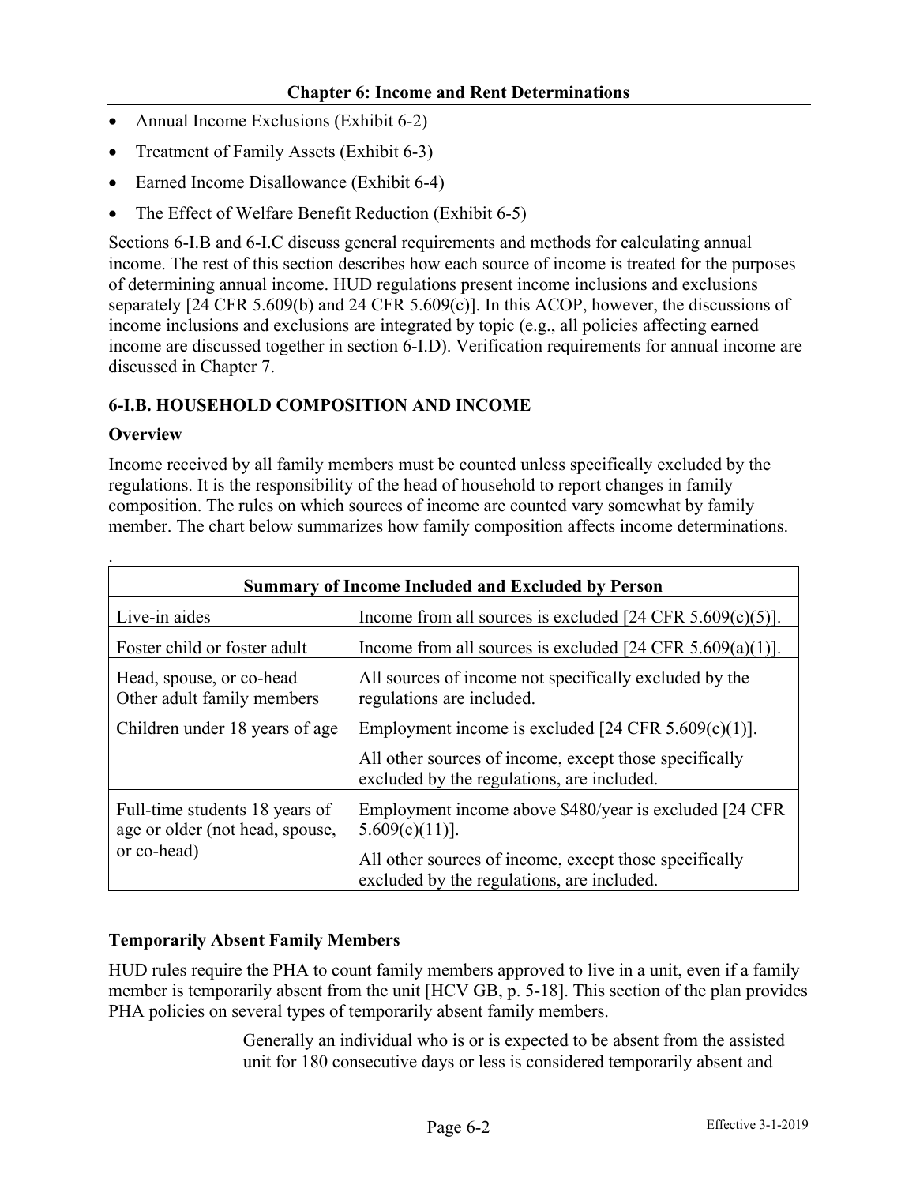- Annual Income Exclusions (Exhibit 6-2)
- Treatment of Family Assets (Exhibit 6-3)
- Earned Income Disallowance (Exhibit 6-4)
- The Effect of Welfare Benefit Reduction (Exhibit 6-5)

Sections 6-I.B and 6-I.C discuss general requirements and methods for calculating annual income. The rest of this section describes how each source of income is treated for the purposes of determining annual income. HUD regulations present income inclusions and exclusions separately [24 CFR 5.609(b) and 24 CFR 5.609(c)]. In this ACOP, however, the discussions of income inclusions and exclusions are integrated by topic (e.g., all policies affecting earned income are discussed together in section 6-I.D). Verification requirements for annual income are discussed in Chapter 7.

## 6-I.B. HOUSEHOLD COMPOSITION AND INCOME

### Overview

Income received by all family members must be counted unless specifically excluded by the regulations. It is the responsibility of the head of household to report changes in family composition. The rules on which sources of income are counted vary somewhat by family member. The chart below summarizes how family composition affects income determinations.

| Summary of Income Included and Excluded by Person | |
|---|---|
| Live-in aides | Income from all sources is excluded [24 CFR 5.609(c)(5)]. |
| Foster child or foster adult | Income from all sources is excluded [24 CFR 5.609(a)(1)]. |
| Head, spouse, or co-head<br>Other adult family members | All sources of income not specifically excluded by the regulations are included. |
| Children under 18 years of age | Employment income is excluded [24 CFR 5.609(c)(1)].<br>All other sources of income, except those specifically excluded by the regulations, are included. |
| Full-time students 18 years of age or older (not head, spouse, or co-head) | Employment income above $480/year is excluded [24 CFR 5.609(c)(11)].<br>All other sources of income, except those specifically excluded by the regulations, are included. |

### Temporarily Absent Family Members

HUD rules require the PHA to count family members approved to live in a unit, even if a family member is temporarily absent from the unit [HCV GB, p. 5-18]. This section of the plan provides PHA policies on several types of temporarily absent family members.

> Generally an individual who is or is expected to be absent from the assisted unit for 180 consecutive days or less is considered temporarily absent and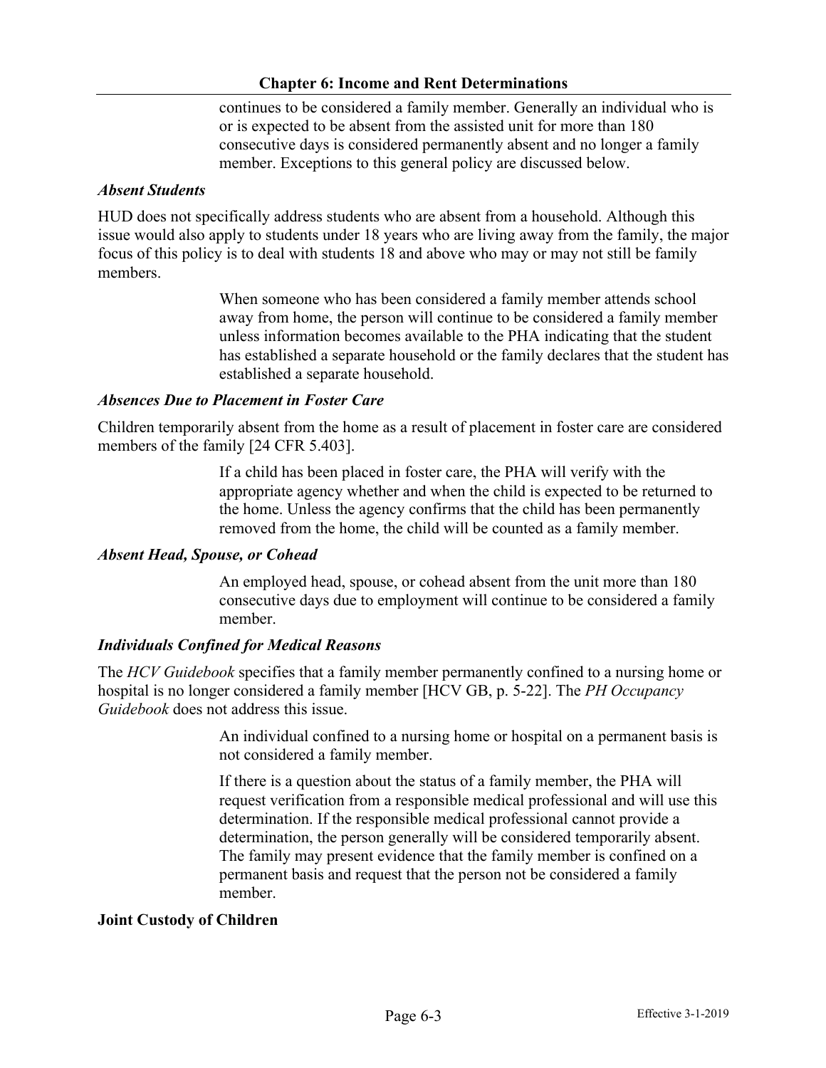continues to be considered a family member. Generally an individual who is or is expected to be absent from the assisted unit for more than 180 consecutive days is considered permanently absent and no longer a family member. Exceptions to this general policy are discussed below.

### *Absent Students*

HUD does not specifically address students who are absent from a household. Although this issue would also apply to students under 18 years who are living away from the family, the major focus of this policy is to deal with students 18 and above who may or may not still be family members.

When someone who has been considered a family member attends school away from home, the person will continue to be considered a family member unless information becomes available to the PHA indicating that the student has established a separate household or the family declares that the student has established a separate household.

### *Absences Due to Placement in Foster Care*

Children temporarily absent from the home as a result of placement in foster care are considered members of the family [24 CFR 5.403].

If a child has been placed in foster care, the PHA will verify with the appropriate agency whether and when the child is expected to be returned to the home. Unless the agency confirms that the child has been permanently removed from the home, the child will be counted as a family member.

### *Absent Head, Spouse, or Cohead*

An employed head, spouse, or cohead absent from the unit more than 180 consecutive days due to employment will continue to be considered a family member.

### *Individuals Confined for Medical Reasons*

The *HCV Guidebook* specifies that a family member permanently confined to a nursing home or hospital is no longer considered a family member [HCV GB, p. 5-22]. The *PH Occupancy Guidebook* does not address this issue.

An individual confined to a nursing home or hospital on a permanent basis is not considered a family member.

If there is a question about the status of a family member, the PHA will request verification from a responsible medical professional and will use this determination. If the responsible medical professional cannot provide a determination, the person generally will be considered temporarily absent. The family may present evidence that the family member is confined on a permanent basis and request that the person not be considered a family member.

### **Joint Custody of Children**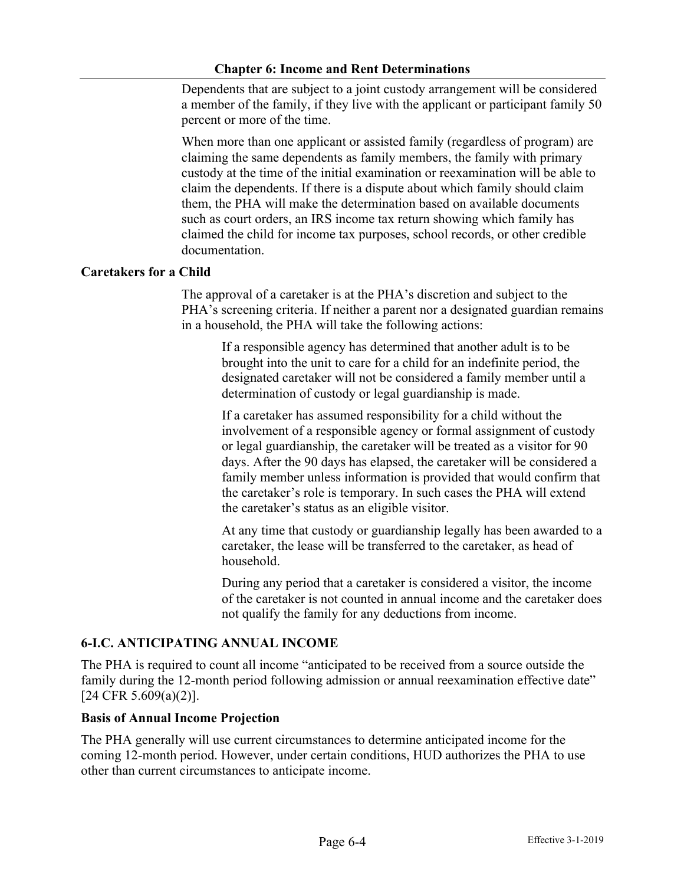Dependents that are subject to a joint custody arrangement will be considered a member of the family, if they live with the applicant or participant family 50 percent or more of the time.

When more than one applicant or assisted family (regardless of program) are claiming the same dependents as family members, the family with primary custody at the time of the initial examination or reexamination will be able to claim the dependents. If there is a dispute about which family should claim them, the PHA will make the determination based on available documents such as court orders, an IRS income tax return showing which family has claimed the child for income tax purposes, school records, or other credible documentation.

**Caretakers for a Child**

The approval of a caretaker is at the PHA's discretion and subject to the PHA's screening criteria. If neither a parent nor a designated guardian remains in a household, the PHA will take the following actions:

> If a responsible agency has determined that another adult is to be brought into the unit to care for a child for an indefinite period, the designated caretaker will not be considered a family member until a determination of custody or legal guardianship is made.
>
> If a caretaker has assumed responsibility for a child without the involvement of a responsible agency or formal assignment of custody or legal guardianship, the caretaker will be treated as a visitor for 90 days. After the 90 days has elapsed, the caretaker will be considered a family member unless information is provided that would confirm that the caretaker's role is temporary. In such cases the PHA will extend the caretaker's status as an eligible visitor.
>
> At any time that custody or guardianship legally has been awarded to a caretaker, the lease will be transferred to the caretaker, as head of household.
>
> During any period that a caretaker is considered a visitor, the income of the caretaker is not counted in annual income and the caretaker does not qualify the family for any deductions from income.

## 6-I.C. ANTICIPATING ANNUAL INCOME

The PHA is required to count all income "anticipated to be received from a source outside the family during the 12-month period following admission or annual reexamination effective date" [24 CFR 5.609(a)(2)].

**Basis of Annual Income Projection**

The PHA generally will use current circumstances to determine anticipated income for the coming 12-month period. However, under certain conditions, HUD authorizes the PHA to use other than current circumstances to anticipate income.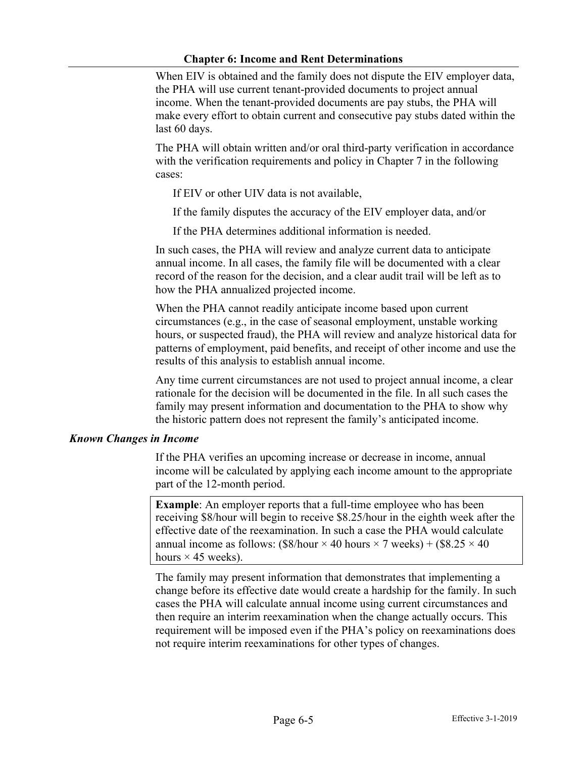When EIV is obtained and the family does not dispute the EIV employer data, the PHA will use current tenant-provided documents to project annual income. When the tenant-provided documents are pay stubs, the PHA will make every effort to obtain current and consecutive pay stubs dated within the last 60 days.

The PHA will obtain written and/or oral third-party verification in accordance with the verification requirements and policy in Chapter 7 in the following cases:

If EIV or other UIV data is not available,

If the family disputes the accuracy of the EIV employer data, and/or

If the PHA determines additional information is needed.

In such cases, the PHA will review and analyze current data to anticipate annual income. In all cases, the family file will be documented with a clear record of the reason for the decision, and a clear audit trail will be left as to how the PHA annualized projected income.

When the PHA cannot readily anticipate income based upon current circumstances (e.g., in the case of seasonal employment, unstable working hours, or suspected fraud), the PHA will review and analyze historical data for patterns of employment, paid benefits, and receipt of other income and use the results of this analysis to establish annual income.

Any time current circumstances are not used to project annual income, a clear rationale for the decision will be documented in the file. In all such cases the family may present information and documentation to the PHA to show why the historic pattern does not represent the family's anticipated income.

### *Known Changes in Income*

If the PHA verifies an upcoming increase or decrease in income, annual income will be calculated by applying each income amount to the appropriate part of the 12-month period.

> **Example**: An employer reports that a full-time employee who has been receiving $8/hour will begin to receive $8.25/hour in the eighth week after the effective date of the reexamination. In such a case the PHA would calculate annual income as follows: ($8/hour × 40 hours × 7 weeks) + ($8.25 × 40 hours × 45 weeks).

The family may present information that demonstrates that implementing a change before its effective date would create a hardship for the family. In such cases the PHA will calculate annual income using current circumstances and then require an interim reexamination when the change actually occurs. This requirement will be imposed even if the PHA's policy on reexaminations does not require interim reexaminations for other types of changes.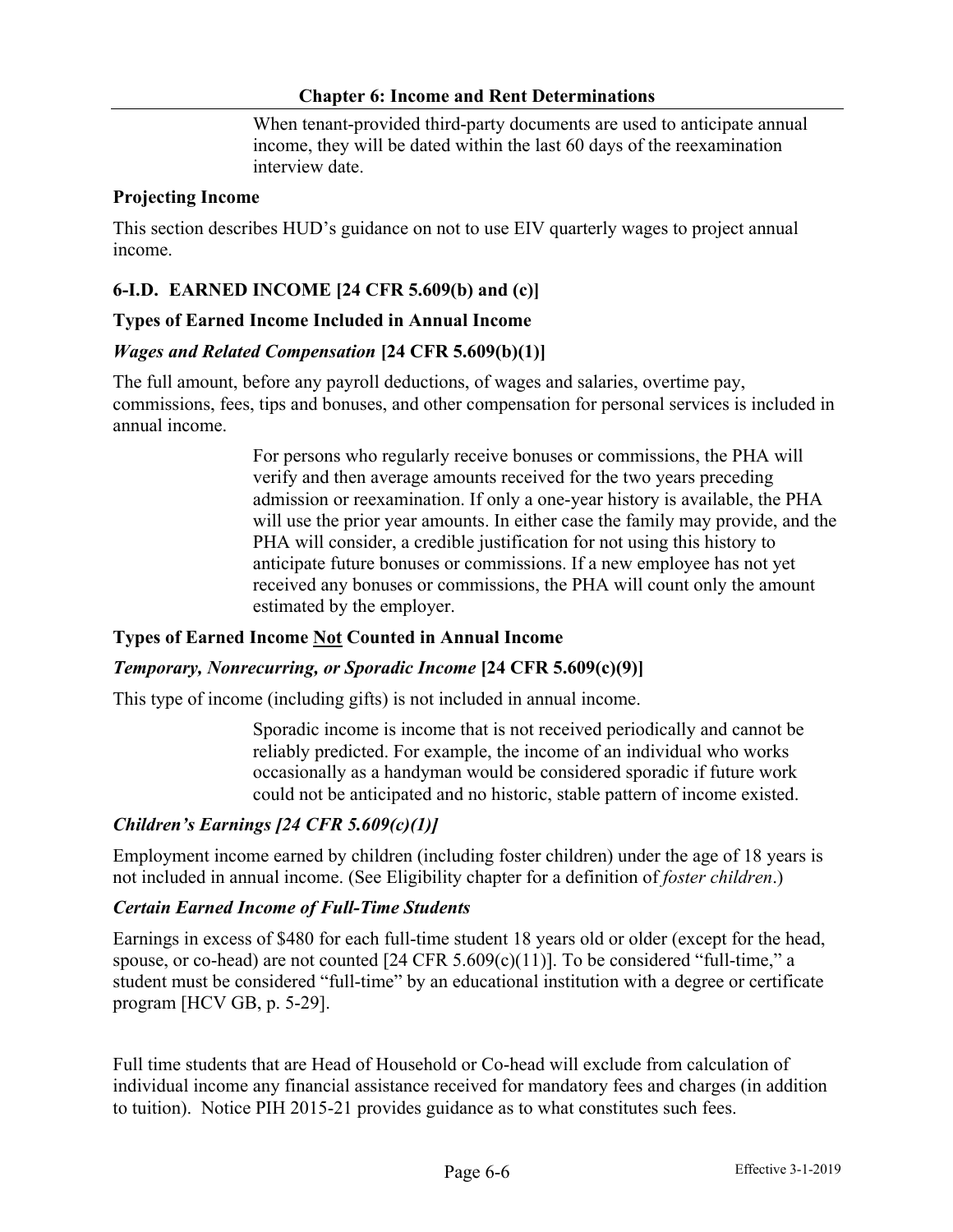When tenant-provided third-party documents are used to anticipate annual income, they will be dated within the last 60 days of the reexamination interview date.

**Projecting Income**

This section describes HUD's guidance on not to use EIV quarterly wages to project annual income.

### 6-I.D. EARNED INCOME [24 CFR 5.609(b) and (c)]

**Types of Earned Income Included in Annual Income**

***Wages and Related Compensation* [24 CFR 5.609(b)(1)]**

The full amount, before any payroll deductions, of wages and salaries, overtime pay, commissions, fees, tips and bonuses, and other compensation for personal services is included in annual income.

For persons who regularly receive bonuses or commissions, the PHA will verify and then average amounts received for the two years preceding admission or reexamination. If only a one-year history is available, the PHA will use the prior year amounts. In either case the family may provide, and the PHA will consider, a credible justification for not using this history to anticipate future bonuses or commissions. If a new employee has not yet received any bonuses or commissions, the PHA will count only the amount estimated by the employer.

**Types of Earned Income Not Counted in Annual Income**

***Temporary, Nonrecurring, or Sporadic Income* [24 CFR 5.609(c)(9)]**

This type of income (including gifts) is not included in annual income.

Sporadic income is income that is not received periodically and cannot be reliably predicted. For example, the income of an individual who works occasionally as a handyman would be considered sporadic if future work could not be anticipated and no historic, stable pattern of income existed.

***Children's Earnings [24 CFR 5.609(c)(1)]***

Employment income earned by children (including foster children) under the age of 18 years is not included in annual income. (See Eligibility chapter for a definition of *foster children*.)

***Certain Earned Income of Full-Time Students***

Earnings in excess of $480 for each full-time student 18 years old or older (except for the head, spouse, or co-head) are not counted [24 CFR 5.609(c)(11)]. To be considered "full-time," a student must be considered "full-time" by an educational institution with a degree or certificate program [HCV GB, p. 5-29].

Full time students that are Head of Household or Co-head will exclude from calculation of individual income any financial assistance received for mandatory fees and charges (in addition to tuition). Notice PIH 2015-21 provides guidance as to what constitutes such fees.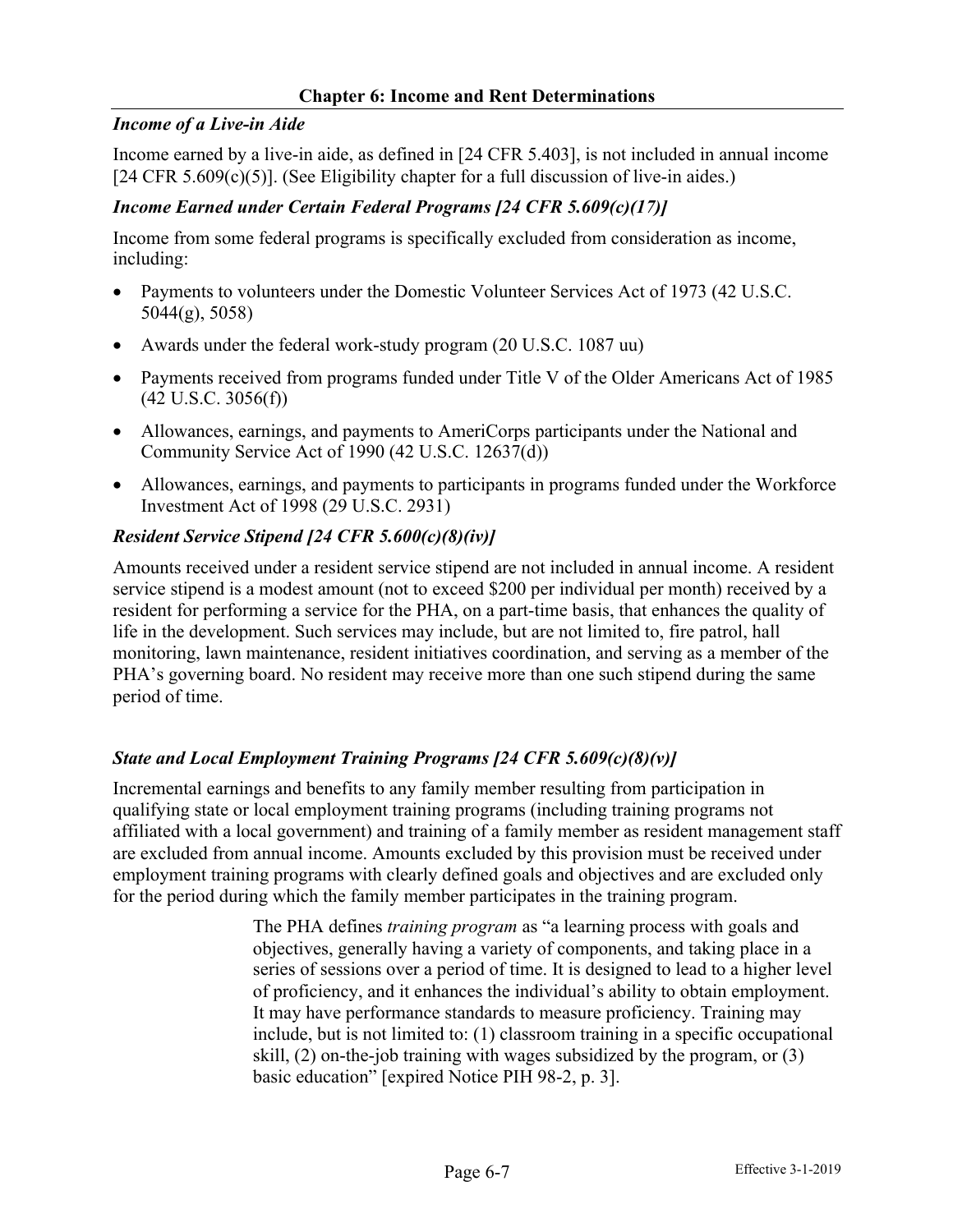### *Income of a Live-in Aide*

Income earned by a live-in aide, as defined in [24 CFR 5.403], is not included in annual income [24 CFR 5.609(c)(5)]. (See Eligibility chapter for a full discussion of live-in aides.)

### *Income Earned under Certain Federal Programs [24 CFR 5.609(c)(17)]*

Income from some federal programs is specifically excluded from consideration as income, including:

- Payments to volunteers under the Domestic Volunteer Services Act of 1973 (42 U.S.C. 5044(g), 5058)
- Awards under the federal work-study program (20 U.S.C. 1087 uu)
- Payments received from programs funded under Title V of the Older Americans Act of 1985 (42 U.S.C. 3056(f))
- Allowances, earnings, and payments to AmeriCorps participants under the National and Community Service Act of 1990 (42 U.S.C. 12637(d))
- Allowances, earnings, and payments to participants in programs funded under the Workforce Investment Act of 1998 (29 U.S.C. 2931)

### *Resident Service Stipend [24 CFR 5.600(c)(8)(iv)]*

Amounts received under a resident service stipend are not included in annual income. A resident service stipend is a modest amount (not to exceed $200 per individual per month) received by a resident for performing a service for the PHA, on a part-time basis, that enhances the quality of life in the development. Such services may include, but are not limited to, fire patrol, hall monitoring, lawn maintenance, resident initiatives coordination, and serving as a member of the PHA's governing board. No resident may receive more than one such stipend during the same period of time.

### *State and Local Employment Training Programs [24 CFR 5.609(c)(8)(v)]*

Incremental earnings and benefits to any family member resulting from participation in qualifying state or local employment training programs (including training programs not affiliated with a local government) and training of a family member as resident management staff are excluded from annual income. Amounts excluded by this provision must be received under employment training programs with clearly defined goals and objectives and are excluded only for the period during which the family member participates in the training program.

> The PHA defines *training program* as "a learning process with goals and objectives, generally having a variety of components, and taking place in a series of sessions over a period of time. It is designed to lead to a higher level of proficiency, and it enhances the individual's ability to obtain employment. It may have performance standards to measure proficiency. Training may include, but is not limited to: (1) classroom training in a specific occupational skill, (2) on-the-job training with wages subsidized by the program, or (3) basic education" [expired Notice PIH 98-2, p. 3].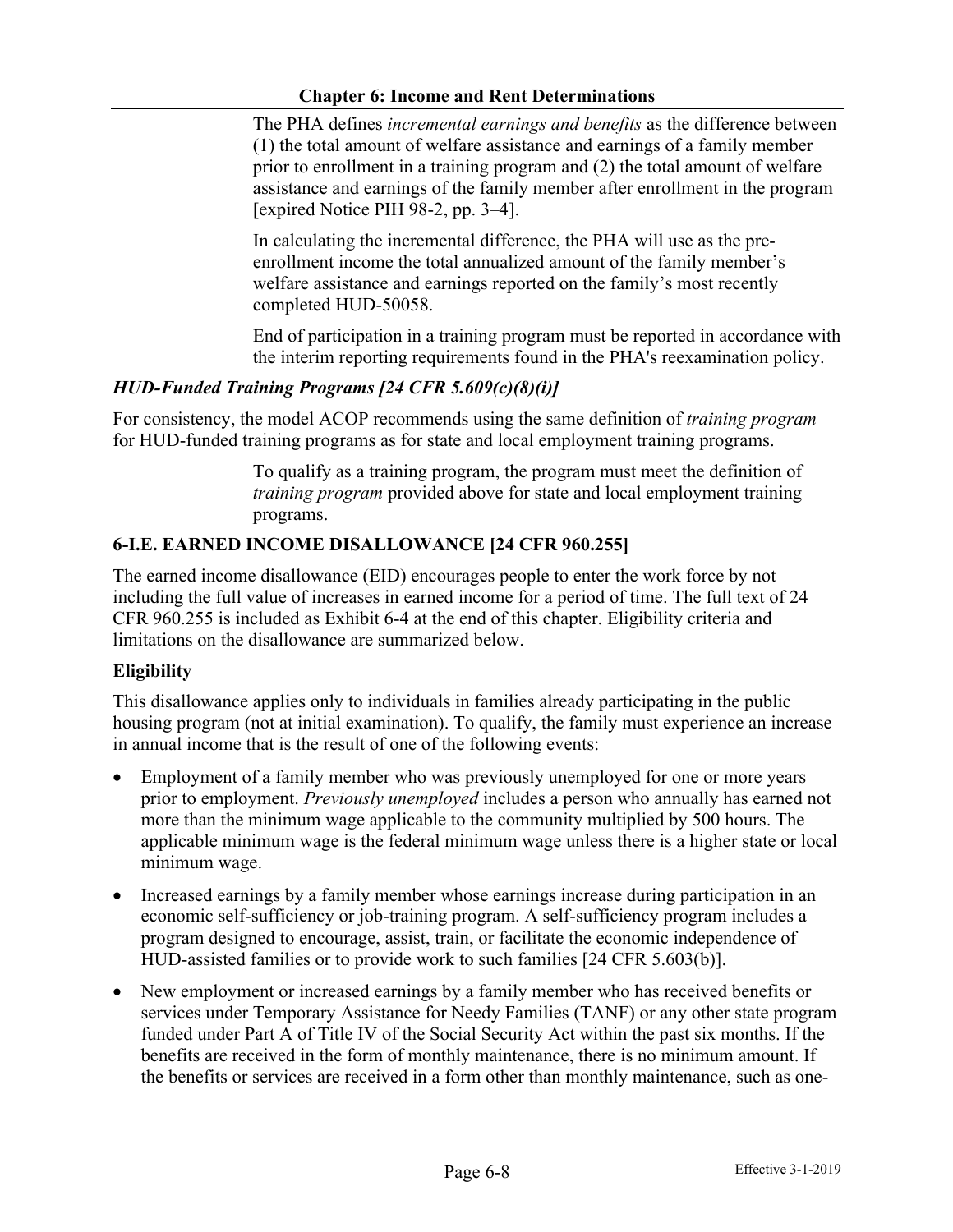The PHA defines *incremental earnings and benefits* as the difference between (1) the total amount of welfare assistance and earnings of a family member prior to enrollment in a training program and (2) the total amount of welfare assistance and earnings of the family member after enrollment in the program [expired Notice PIH 98-2, pp. 3–4].

In calculating the incremental difference, the PHA will use as the pre-enrollment income the total annualized amount of the family member's welfare assistance and earnings reported on the family's most recently completed HUD-50058.

End of participation in a training program must be reported in accordance with the interim reporting requirements found in the PHA's reexamination policy.

### *HUD-Funded Training Programs [24 CFR 5.609(c)(8)(i)]*

For consistency, the model ACOP recommends using the same definition of *training program* for HUD-funded training programs as for state and local employment training programs.

To qualify as a training program, the program must meet the definition of *training program* provided above for state and local employment training programs.

## 6-I.E. EARNED INCOME DISALLOWANCE [24 CFR 960.255]

The earned income disallowance (EID) encourages people to enter the work force by not including the full value of increases in earned income for a period of time. The full text of 24 CFR 960.255 is included as Exhibit 6-4 at the end of this chapter. Eligibility criteria and limitations on the disallowance are summarized below.

### Eligibility

This disallowance applies only to individuals in families already participating in the public housing program (not at initial examination). To qualify, the family must experience an increase in annual income that is the result of one of the following events:

- Employment of a family member who was previously unemployed for one or more years prior to employment. *Previously unemployed* includes a person who annually has earned not more than the minimum wage applicable to the community multiplied by 500 hours. The applicable minimum wage is the federal minimum wage unless there is a higher state or local minimum wage.
- Increased earnings by a family member whose earnings increase during participation in an economic self-sufficiency or job-training program. A self-sufficiency program includes a program designed to encourage, assist, train, or facilitate the economic independence of HUD-assisted families or to provide work to such families [24 CFR 5.603(b)].
- New employment or increased earnings by a family member who has received benefits or services under Temporary Assistance for Needy Families (TANF) or any other state program funded under Part A of Title IV of the Social Security Act within the past six months. If the benefits are received in the form of monthly maintenance, there is no minimum amount. If the benefits or services are received in a form other than monthly maintenance, such as one-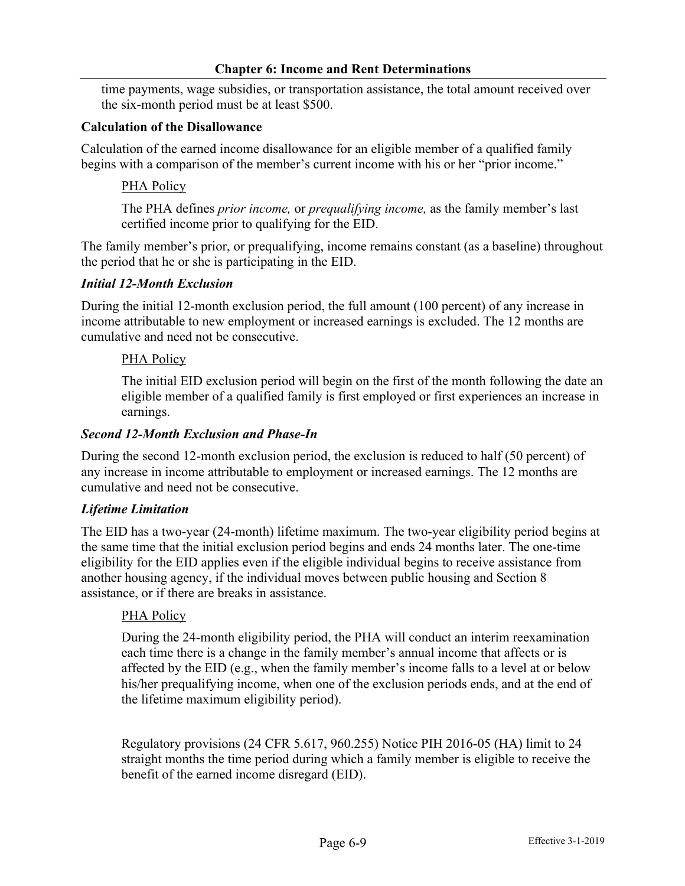time payments, wage subsidies, or transportation assistance, the total amount received over the six-month period must be at least $500.

**Calculation of the Disallowance**

Calculation of the earned income disallowance for an eligible member of a qualified family begins with a comparison of the member's current income with his or her "prior income."

PHA Policy

The PHA defines *prior income,* or *prequalifying income,* as the family member's last certified income prior to qualifying for the EID.

The family member's prior, or prequalifying, income remains constant (as a baseline) throughout the period that he or she is participating in the EID.

***Initial 12-Month Exclusion***

During the initial 12-month exclusion period, the full amount (100 percent) of any increase in income attributable to new employment or increased earnings is excluded. The 12 months are cumulative and need not be consecutive.

PHA Policy

The initial EID exclusion period will begin on the first of the month following the date an eligible member of a qualified family is first employed or first experiences an increase in earnings.

***Second 12-Month Exclusion and Phase-In***

During the second 12-month exclusion period, the exclusion is reduced to half (50 percent) of any increase in income attributable to employment or increased earnings. The 12 months are cumulative and need not be consecutive.

***Lifetime Limitation***

The EID has a two-year (24-month) lifetime maximum. The two-year eligibility period begins at the same time that the initial exclusion period begins and ends 24 months later. The one-time eligibility for the EID applies even if the eligible individual begins to receive assistance from another housing agency, if the individual moves between public housing and Section 8 assistance, or if there are breaks in assistance.

PHA Policy

During the 24-month eligibility period, the PHA will conduct an interim reexamination each time there is a change in the family member's annual income that affects or is affected by the EID (e.g., when the family member's income falls to a level at or below his/her prequalifying income, when one of the exclusion periods ends, and at the end of the lifetime maximum eligibility period).

Regulatory provisions (24 CFR 5.617, 960.255) Notice PIH 2016-05 (HA) limit to 24 straight months the time period during which a family member is eligible to receive the benefit of the earned income disregard (EID).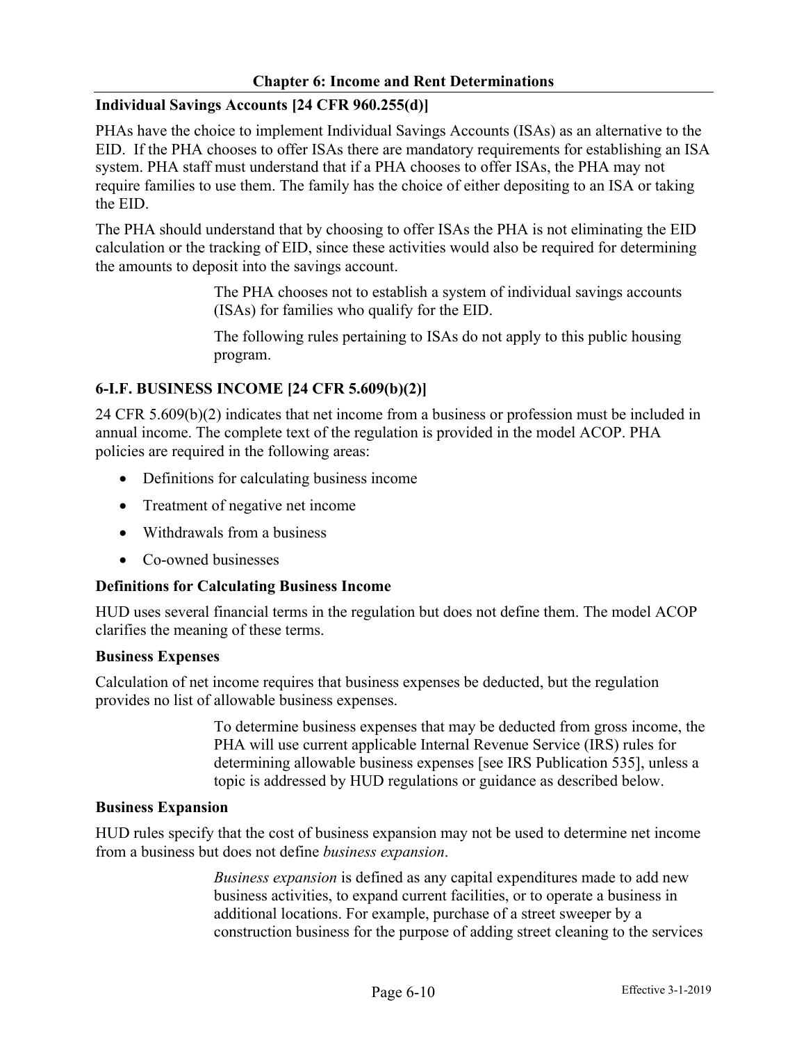**Individual Savings Accounts [24 CFR 960.255(d)]**

PHAs have the choice to implement Individual Savings Accounts (ISAs) as an alternative to the EID. If the PHA chooses to offer ISAs there are mandatory requirements for establishing an ISA system. PHA staff must understand that if a PHA chooses to offer ISAs, the PHA may not require families to use them. The family has the choice of either depositing to an ISA or taking the EID.

The PHA should understand that by choosing to offer ISAs the PHA is not eliminating the EID calculation or the tracking of EID, since these activities would also be required for determining the amounts to deposit into the savings account.

> The PHA chooses not to establish a system of individual savings accounts (ISAs) for families who qualify for the EID.
>
> The following rules pertaining to ISAs do not apply to this public housing program.

## 6-I.F. BUSINESS INCOME [24 CFR 5.609(b)(2)]

24 CFR 5.609(b)(2) indicates that net income from a business or profession must be included in annual income. The complete text of the regulation is provided in the model ACOP. PHA policies are required in the following areas:

- Definitions for calculating business income
- Treatment of negative net income
- Withdrawals from a business
- Co-owned businesses

### Definitions for Calculating Business Income

HUD uses several financial terms in the regulation but does not define them. The model ACOP clarifies the meaning of these terms.

**Business Expenses**

Calculation of net income requires that business expenses be deducted, but the regulation provides no list of allowable business expenses.

> To determine business expenses that may be deducted from gross income, the PHA will use current applicable Internal Revenue Service (IRS) rules for determining allowable business expenses [see IRS Publication 535], unless a topic is addressed by HUD regulations or guidance as described below.

**Business Expansion**

HUD rules specify that the cost of business expansion may not be used to determine net income from a business but does not define *business expansion*.

> *Business expansion* is defined as any capital expenditures made to add new business activities, to expand current facilities, or to operate a business in additional locations. For example, purchase of a street sweeper by a construction business for the purpose of adding street cleaning to the services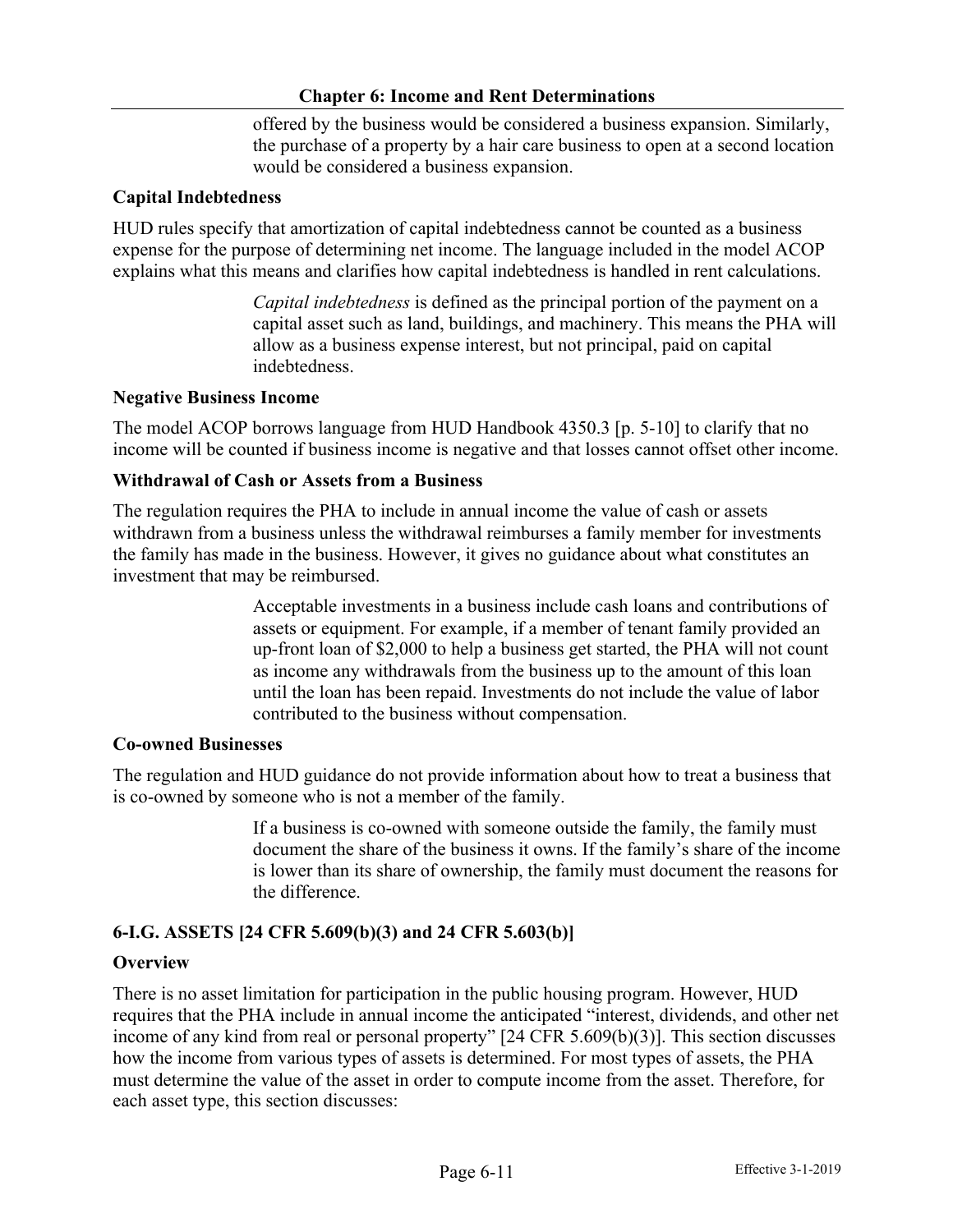offered by the business would be considered a business expansion. Similarly, the purchase of a property by a hair care business to open at a second location would be considered a business expansion.

**Capital Indebtedness**

HUD rules specify that amortization of capital indebtedness cannot be counted as a business expense for the purpose of determining net income. The language included in the model ACOP explains what this means and clarifies how capital indebtedness is handled in rent calculations.

> *Capital indebtedness* is defined as the principal portion of the payment on a capital asset such as land, buildings, and machinery. This means the PHA will allow as a business expense interest, but not principal, paid on capital indebtedness.

**Negative Business Income**

The model ACOP borrows language from HUD Handbook 4350.3 [p. 5-10] to clarify that no income will be counted if business income is negative and that losses cannot offset other income.

**Withdrawal of Cash or Assets from a Business**

The regulation requires the PHA to include in annual income the value of cash or assets withdrawn from a business unless the withdrawal reimburses a family member for investments the family has made in the business. However, it gives no guidance about what constitutes an investment that may be reimbursed.

> Acceptable investments in a business include cash loans and contributions of assets or equipment. For example, if a member of tenant family provided an up-front loan of $2,000 to help a business get started, the PHA will not count as income any withdrawals from the business up to the amount of this loan until the loan has been repaid. Investments do not include the value of labor contributed to the business without compensation.

**Co-owned Businesses**

The regulation and HUD guidance do not provide information about how to treat a business that is co-owned by someone who is not a member of the family.

> If a business is co-owned with someone outside the family, the family must document the share of the business it owns. If the family's share of the income is lower than its share of ownership, the family must document the reasons for the difference.

## 6-I.G. ASSETS [24 CFR 5.609(b)(3) and 24 CFR 5.603(b)]

**Overview**

There is no asset limitation for participation in the public housing program. However, HUD requires that the PHA include in annual income the anticipated "interest, dividends, and other net income of any kind from real or personal property" [24 CFR 5.609(b)(3)]. This section discusses how the income from various types of assets is determined. For most types of assets, the PHA must determine the value of the asset in order to compute income from the asset. Therefore, for each asset type, this section discusses: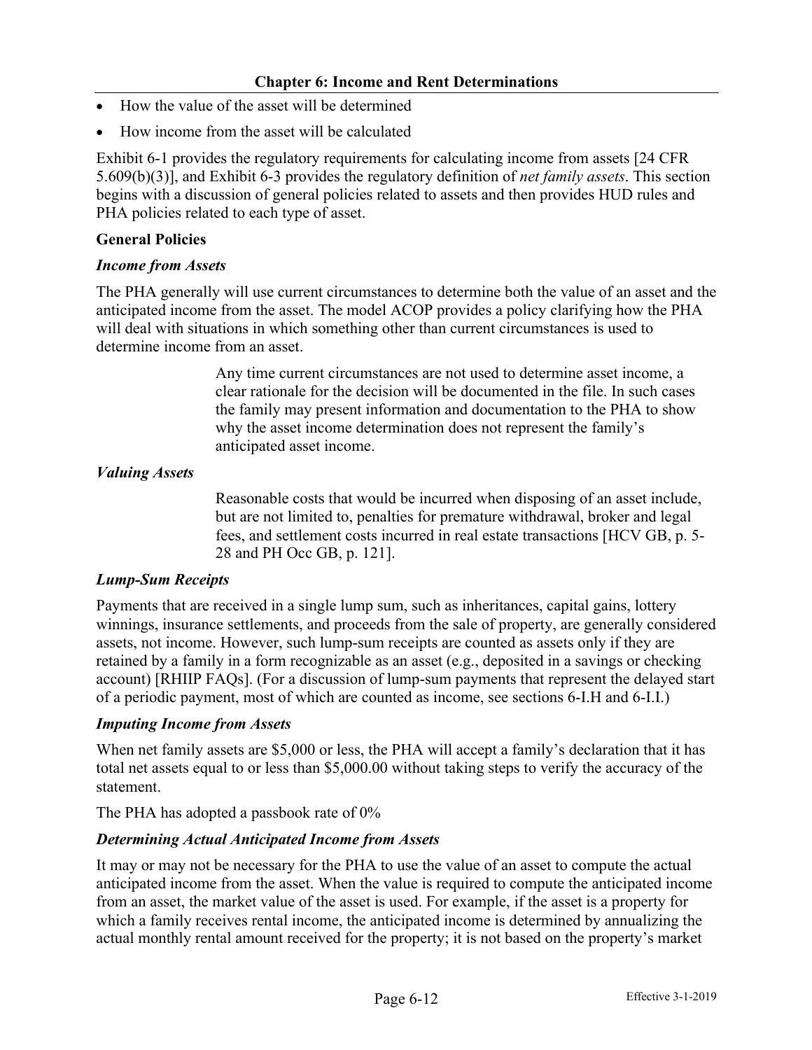- How the value of the asset will be determined
- How income from the asset will be calculated

Exhibit 6-1 provides the regulatory requirements for calculating income from assets [24 CFR 5.609(b)(3)], and Exhibit 6-3 provides the regulatory definition of *net family assets*. This section begins with a discussion of general policies related to assets and then provides HUD rules and PHA policies related to each type of asset.

**General Policies**

***Income from Assets***

The PHA generally will use current circumstances to determine both the value of an asset and the anticipated income from the asset. The model ACOP provides a policy clarifying how the PHA will deal with situations in which something other than current circumstances is used to determine income from an asset.

> Any time current circumstances are not used to determine asset income, a clear rationale for the decision will be documented in the file. In such cases the family may present information and documentation to the PHA to show why the asset income determination does not represent the family's anticipated asset income.

***Valuing Assets***

> Reasonable costs that would be incurred when disposing of an asset include, but are not limited to, penalties for premature withdrawal, broker and legal fees, and settlement costs incurred in real estate transactions [HCV GB, p. 5-28 and PH Occ GB, p. 121].

***Lump-Sum Receipts***

Payments that are received in a single lump sum, such as inheritances, capital gains, lottery winnings, insurance settlements, and proceeds from the sale of property, are generally considered assets, not income. However, such lump-sum receipts are counted as assets only if they are retained by a family in a form recognizable as an asset (e.g., deposited in a savings or checking account) [RHIIP FAQs]. (For a discussion of lump-sum payments that represent the delayed start of a periodic payment, most of which are counted as income, see sections 6-I.H and 6-I.I.)

***Imputing Income from Assets***

When net family assets are $5,000 or less, the PHA will accept a family's declaration that it has total net assets equal to or less than $5,000.00 without taking steps to verify the accuracy of the statement.

The PHA has adopted a passbook rate of 0%

***Determining Actual Anticipated Income from Assets***

It may or may not be necessary for the PHA to use the value of an asset to compute the actual anticipated income from the asset. When the value is required to compute the anticipated income from an asset, the market value of the asset is used. For example, if the asset is a property for which a family receives rental income, the anticipated income is determined by annualizing the actual monthly rental amount received for the property; it is not based on the property's market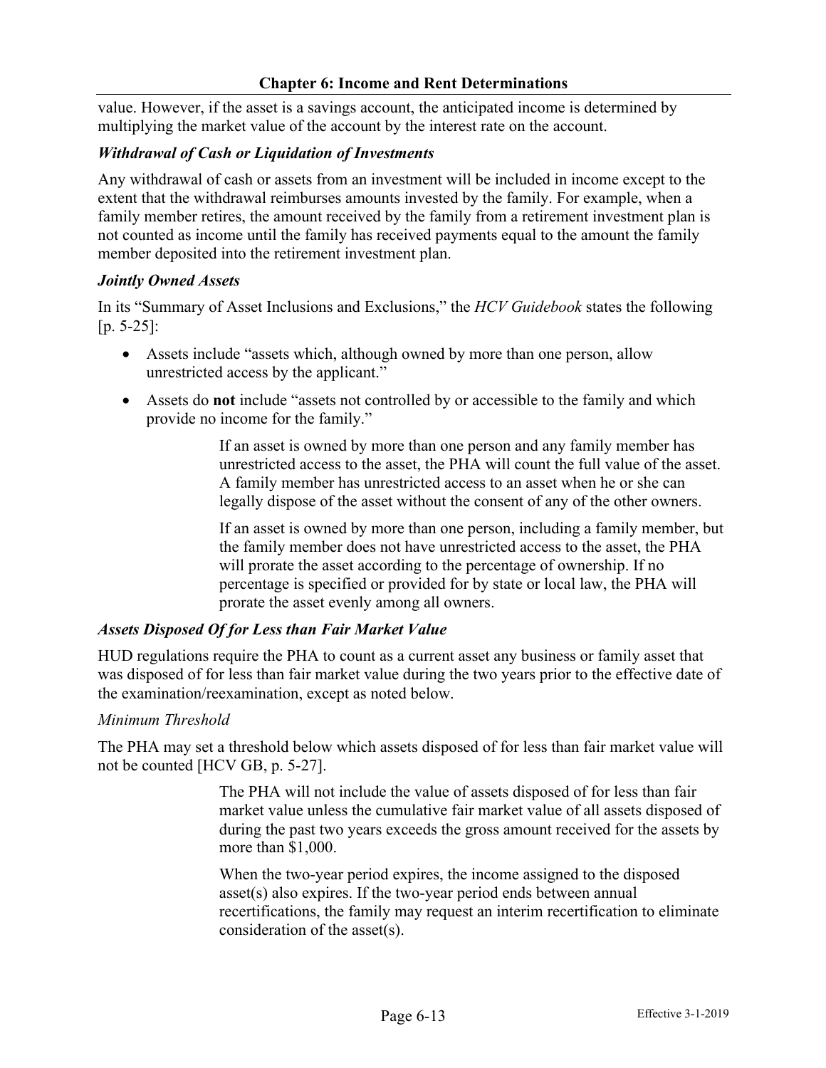value. However, if the asset is a savings account, the anticipated income is determined by multiplying the market value of the account by the interest rate on the account.

### *Withdrawal of Cash or Liquidation of Investments*

Any withdrawal of cash or assets from an investment will be included in income except to the extent that the withdrawal reimburses amounts invested by the family. For example, when a family member retires, the amount received by the family from a retirement investment plan is not counted as income until the family has received payments equal to the amount the family member deposited into the retirement investment plan.

### *Jointly Owned Assets*

In its "Summary of Asset Inclusions and Exclusions," the *HCV Guidebook* states the following [p. 5-25]:

- Assets include "assets which, although owned by more than one person, allow unrestricted access by the applicant."
- Assets do **not** include "assets not controlled by or accessible to the family and which provide no income for the family."

> If an asset is owned by more than one person and any family member has unrestricted access to the asset, the PHA will count the full value of the asset. A family member has unrestricted access to an asset when he or she can legally dispose of the asset without the consent of any of the other owners.
>
> If an asset is owned by more than one person, including a family member, but the family member does not have unrestricted access to the asset, the PHA will prorate the asset according to the percentage of ownership. If no percentage is specified or provided for by state or local law, the PHA will prorate the asset evenly among all owners.

### *Assets Disposed Of for Less than Fair Market Value*

HUD regulations require the PHA to count as a current asset any business or family asset that was disposed of for less than fair market value during the two years prior to the effective date of the examination/reexamination, except as noted below.

*Minimum Threshold*

The PHA may set a threshold below which assets disposed of for less than fair market value will not be counted [HCV GB, p. 5-27].

> The PHA will not include the value of assets disposed of for less than fair market value unless the cumulative fair market value of all assets disposed of during the past two years exceeds the gross amount received for the assets by more than $1,000.
>
> When the two-year period expires, the income assigned to the disposed asset(s) also expires. If the two-year period ends between annual recertifications, the family may request an interim recertification to eliminate consideration of the asset(s).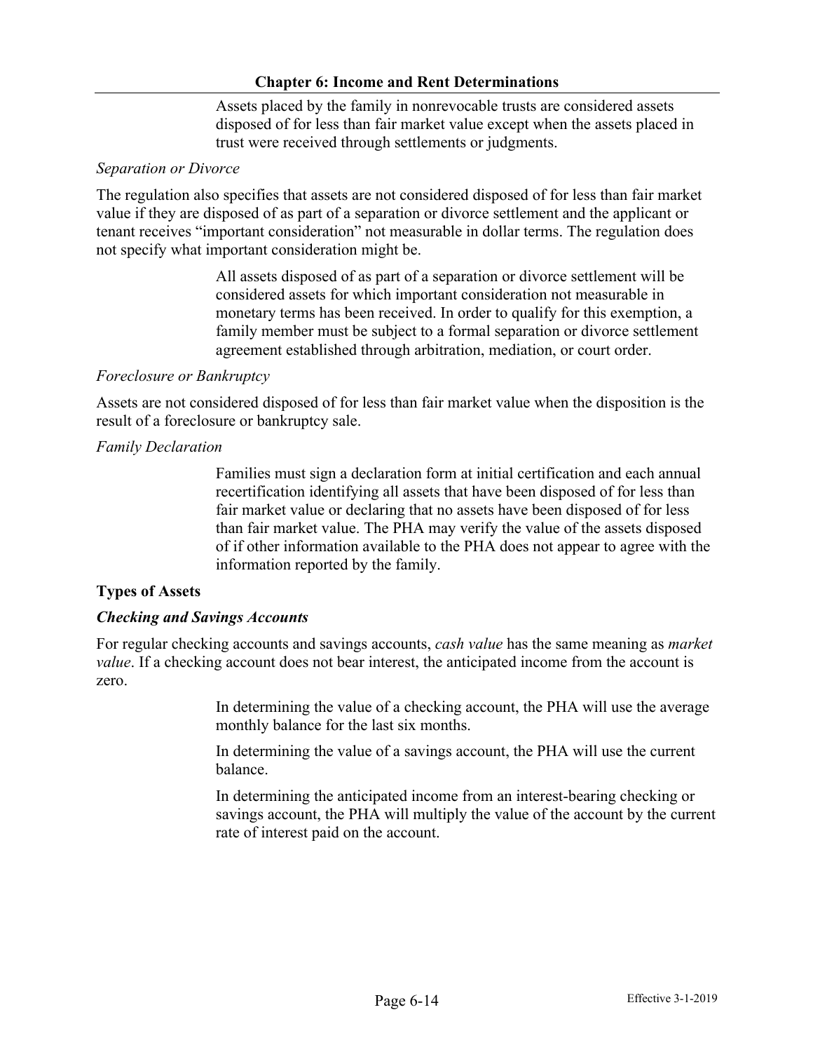Assets placed by the family in nonrevocable trusts are considered assets disposed of for less than fair market value except when the assets placed in trust were received through settlements or judgments.

*Separation or Divorce*

The regulation also specifies that assets are not considered disposed of for less than fair market value if they are disposed of as part of a separation or divorce settlement and the applicant or tenant receives "important consideration" not measurable in dollar terms. The regulation does not specify what important consideration might be.

All assets disposed of as part of a separation or divorce settlement will be considered assets for which important consideration not measurable in monetary terms has been received. In order to qualify for this exemption, a family member must be subject to a formal separation or divorce settlement agreement established through arbitration, mediation, or court order.

*Foreclosure or Bankruptcy*

Assets are not considered disposed of for less than fair market value when the disposition is the result of a foreclosure or bankruptcy sale.

*Family Declaration*

Families must sign a declaration form at initial certification and each annual recertification identifying all assets that have been disposed of for less than fair market value or declaring that no assets have been disposed of for less than fair market value. The PHA may verify the value of the assets disposed of if other information available to the PHA does not appear to agree with the information reported by the family.

**Types of Assets**

***Checking and Savings Accounts***

For regular checking accounts and savings accounts, *cash value* has the same meaning as *market value*. If a checking account does not bear interest, the anticipated income from the account is zero.

In determining the value of a checking account, the PHA will use the average monthly balance for the last six months.

In determining the value of a savings account, the PHA will use the current balance.

In determining the anticipated income from an interest-bearing checking or savings account, the PHA will multiply the value of the account by the current rate of interest paid on the account.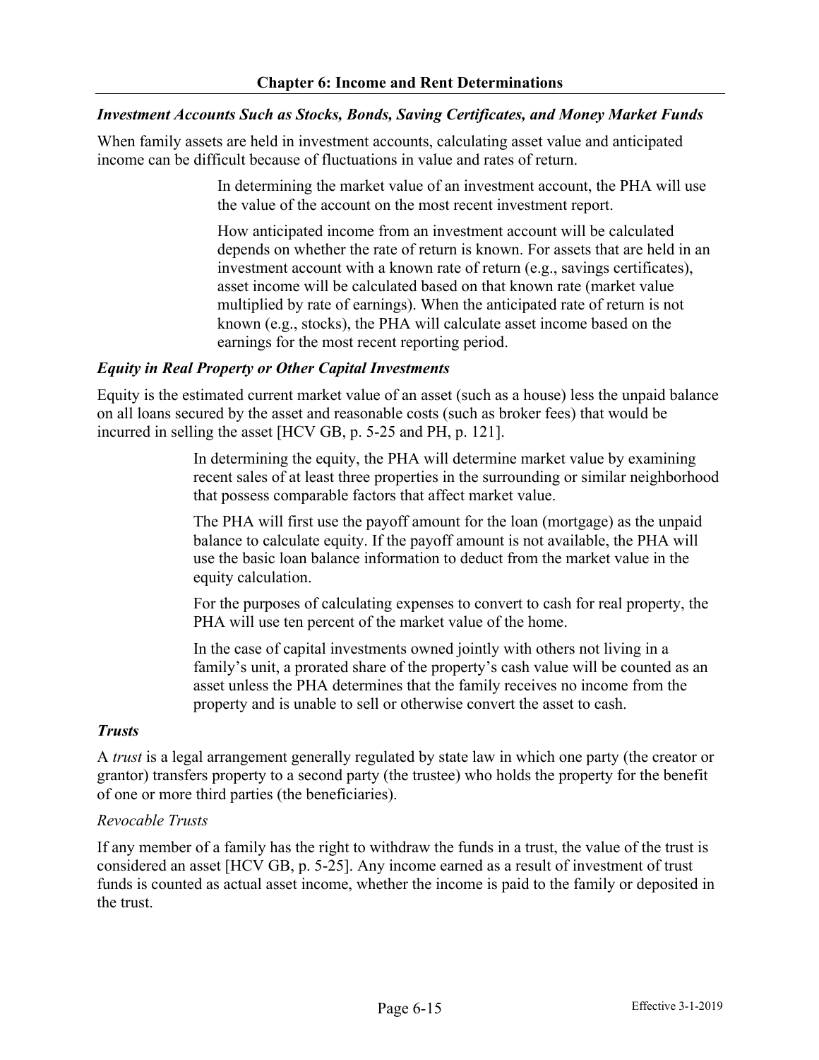### *Investment Accounts Such as Stocks, Bonds, Saving Certificates, and Money Market Funds*

When family assets are held in investment accounts, calculating asset value and anticipated income can be difficult because of fluctuations in value and rates of return.

> In determining the market value of an investment account, the PHA will use the value of the account on the most recent investment report.
>
> How anticipated income from an investment account will be calculated depends on whether the rate of return is known. For assets that are held in an investment account with a known rate of return (e.g., savings certificates), asset income will be calculated based on that known rate (market value multiplied by rate of earnings). When the anticipated rate of return is not known (e.g., stocks), the PHA will calculate asset income based on the earnings for the most recent reporting period.

### *Equity in Real Property or Other Capital Investments*

Equity is the estimated current market value of an asset (such as a house) less the unpaid balance on all loans secured by the asset and reasonable costs (such as broker fees) that would be incurred in selling the asset [HCV GB, p. 5-25 and PH, p. 121].

> In determining the equity, the PHA will determine market value by examining recent sales of at least three properties in the surrounding or similar neighborhood that possess comparable factors that affect market value.
>
> The PHA will first use the payoff amount for the loan (mortgage) as the unpaid balance to calculate equity. If the payoff amount is not available, the PHA will use the basic loan balance information to deduct from the market value in the equity calculation.
>
> For the purposes of calculating expenses to convert to cash for real property, the PHA will use ten percent of the market value of the home.
>
> In the case of capital investments owned jointly with others not living in a family's unit, a prorated share of the property's cash value will be counted as an asset unless the PHA determines that the family receives no income from the property and is unable to sell or otherwise convert the asset to cash.

### *Trusts*

A *trust* is a legal arrangement generally regulated by state law in which one party (the creator or grantor) transfers property to a second party (the trustee) who holds the property for the benefit of one or more third parties (the beneficiaries).

#### *Revocable Trusts*

If any member of a family has the right to withdraw the funds in a trust, the value of the trust is considered an asset [HCV GB, p. 5-25]. Any income earned as a result of investment of trust funds is counted as actual asset income, whether the income is paid to the family or deposited in the trust.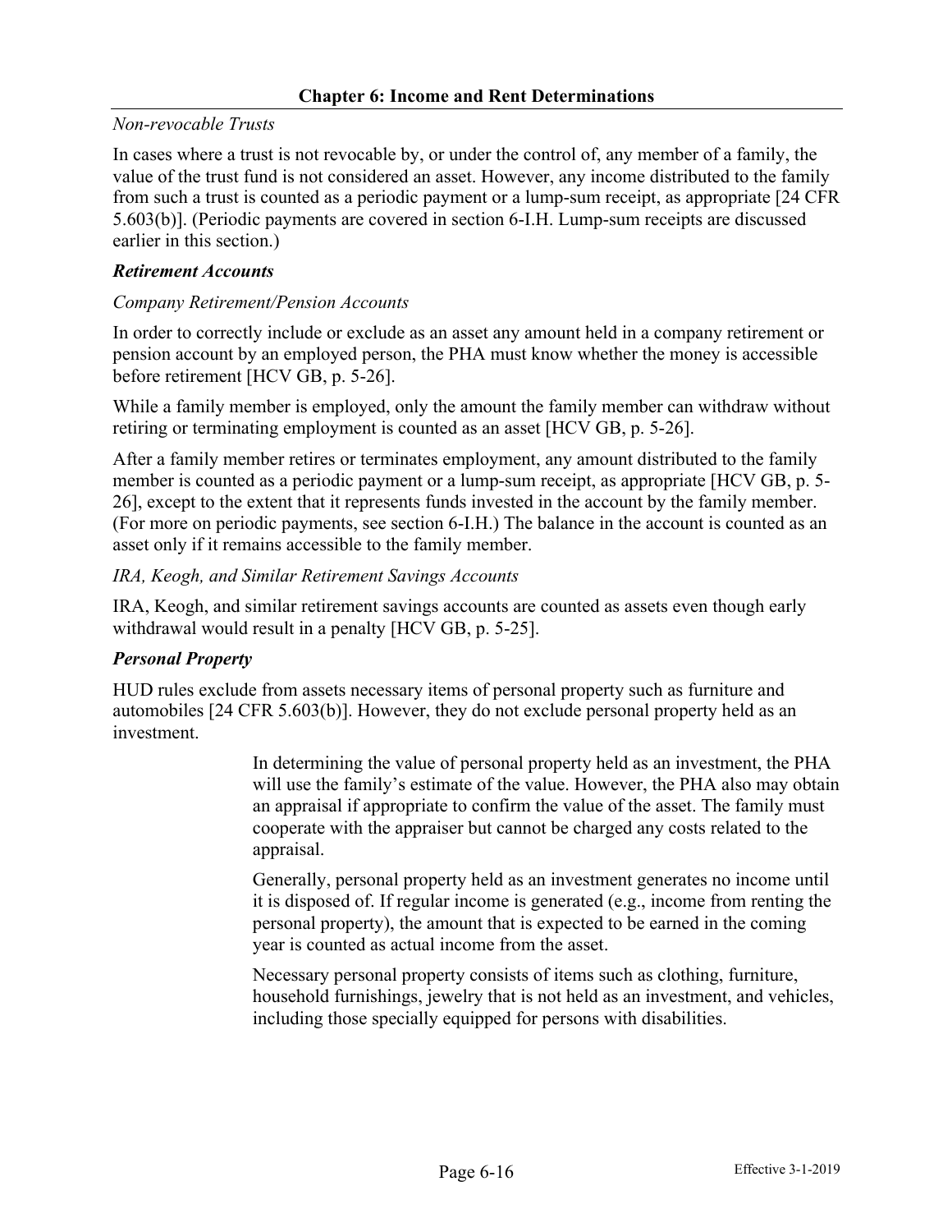*Non-revocable Trusts*

In cases where a trust is not revocable by, or under the control of, any member of a family, the value of the trust fund is not considered an asset. However, any income distributed to the family from such a trust is counted as a periodic payment or a lump-sum receipt, as appropriate [24 CFR 5.603(b)]. (Periodic payments are covered in section 6-I.H. Lump-sum receipts are discussed earlier in this section.)

***Retirement Accounts***

*Company Retirement/Pension Accounts*

In order to correctly include or exclude as an asset any amount held in a company retirement or pension account by an employed person, the PHA must know whether the money is accessible before retirement [HCV GB, p. 5-26].

While a family member is employed, only the amount the family member can withdraw without retiring or terminating employment is counted as an asset [HCV GB, p. 5-26].

After a family member retires or terminates employment, any amount distributed to the family member is counted as a periodic payment or a lump-sum receipt, as appropriate [HCV GB, p. 5-26], except to the extent that it represents funds invested in the account by the family member. (For more on periodic payments, see section 6-I.H.) The balance in the account is counted as an asset only if it remains accessible to the family member.

*IRA, Keogh, and Similar Retirement Savings Accounts*

IRA, Keogh, and similar retirement savings accounts are counted as assets even though early withdrawal would result in a penalty [HCV GB, p. 5-25].

***Personal Property***

HUD rules exclude from assets necessary items of personal property such as furniture and automobiles [24 CFR 5.603(b)]. However, they do not exclude personal property held as an investment.

> In determining the value of personal property held as an investment, the PHA will use the family's estimate of the value. However, the PHA also may obtain an appraisal if appropriate to confirm the value of the asset. The family must cooperate with the appraiser but cannot be charged any costs related to the appraisal.
>
> Generally, personal property held as an investment generates no income until it is disposed of. If regular income is generated (e.g., income from renting the personal property), the amount that is expected to be earned in the coming year is counted as actual income from the asset.
>
> Necessary personal property consists of items such as clothing, furniture, household furnishings, jewelry that is not held as an investment, and vehicles, including those specially equipped for persons with disabilities.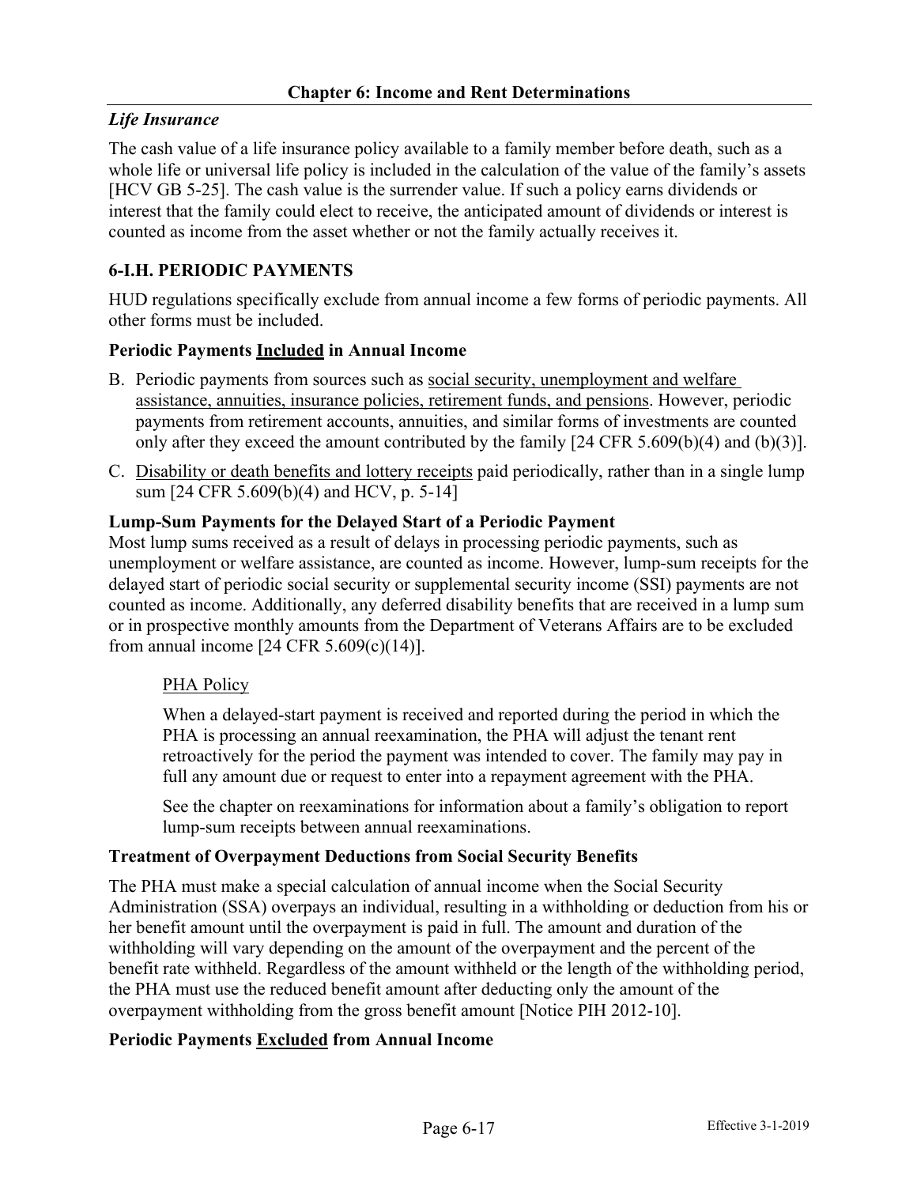*Life Insurance*

The cash value of a life insurance policy available to a family member before death, such as a whole life or universal life policy is included in the calculation of the value of the family's assets [HCV GB 5-25]. The cash value is the surrender value. If such a policy earns dividends or interest that the family could elect to receive, the anticipated amount of dividends or interest is counted as income from the asset whether or not the family actually receives it.

### 6-I.H. PERIODIC PAYMENTS

HUD regulations specifically exclude from annual income a few forms of periodic payments. All other forms must be included.

#### Periodic Payments Included in Annual Income

B. Periodic payments from sources such as social security, unemployment and welfare assistance, annuities, insurance policies, retirement funds, and pensions. However, periodic payments from retirement accounts, annuities, and similar forms of investments are counted only after they exceed the amount contributed by the family [24 CFR 5.609(b)(4) and (b)(3)].

C. Disability or death benefits and lottery receipts paid periodically, rather than in a single lump sum [24 CFR 5.609(b)(4) and HCV, p. 5-14]

#### Lump-Sum Payments for the Delayed Start of a Periodic Payment

Most lump sums received as a result of delays in processing periodic payments, such as unemployment or welfare assistance, are counted as income. However, lump-sum receipts for the delayed start of periodic social security or supplemental security income (SSI) payments are not counted as income. Additionally, any deferred disability benefits that are received in a lump sum or in prospective monthly amounts from the Department of Veterans Affairs are to be excluded from annual income [24 CFR 5.609(c)(14)].

> PHA Policy
>
> When a delayed-start payment is received and reported during the period in which the PHA is processing an annual reexamination, the PHA will adjust the tenant rent retroactively for the period the payment was intended to cover. The family may pay in full any amount due or request to enter into a repayment agreement with the PHA.
>
> See the chapter on reexaminations for information about a family's obligation to report lump-sum receipts between annual reexaminations.

#### Treatment of Overpayment Deductions from Social Security Benefits

The PHA must make a special calculation of annual income when the Social Security Administration (SSA) overpays an individual, resulting in a withholding or deduction from his or her benefit amount until the overpayment is paid in full. The amount and duration of the withholding will vary depending on the amount of the overpayment and the percent of the benefit rate withheld. Regardless of the amount withheld or the length of the withholding period, the PHA must use the reduced benefit amount after deducting only the amount of the overpayment withholding from the gross benefit amount [Notice PIH 2012-10].

#### Periodic Payments Excluded from Annual Income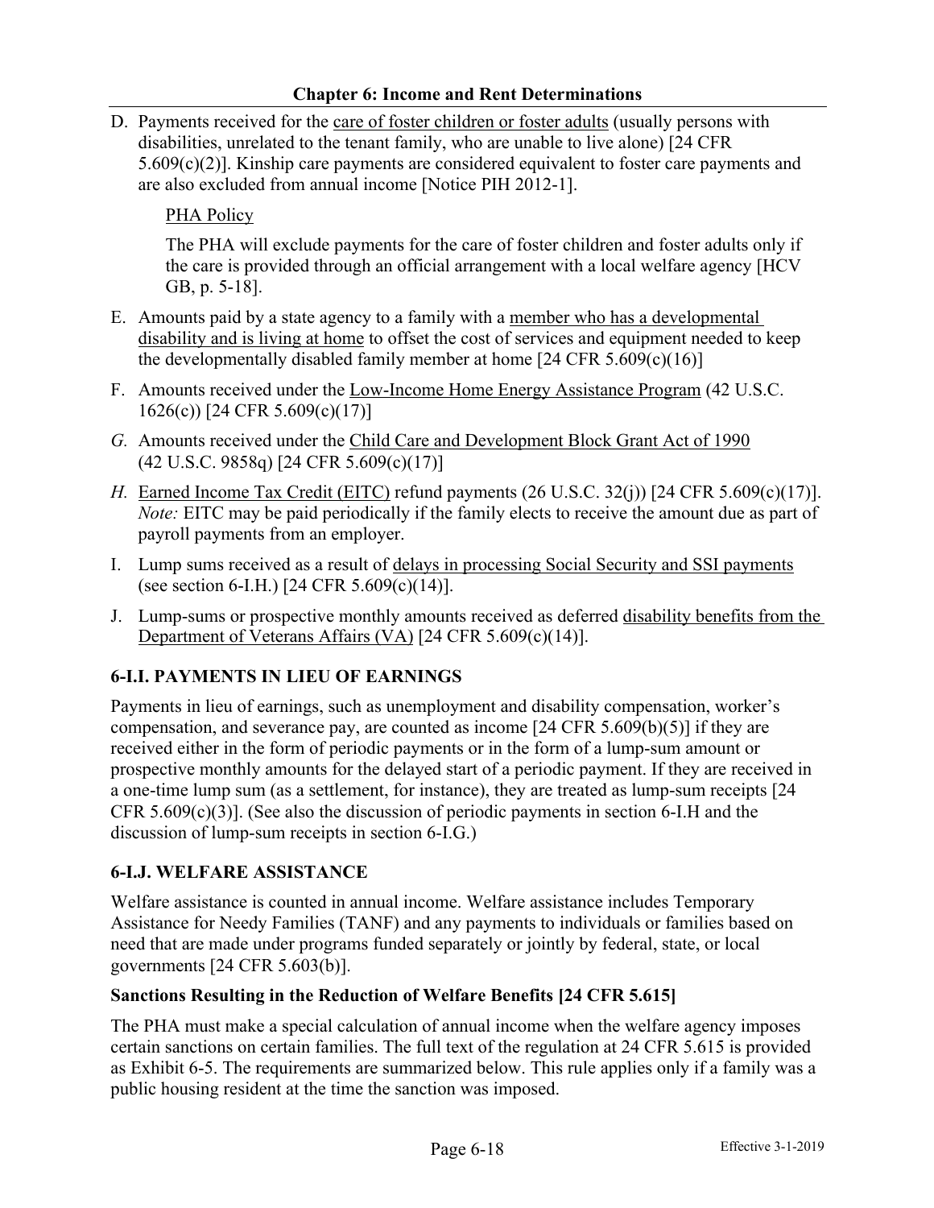D. Payments received for the care of foster children or foster adults (usually persons with disabilities, unrelated to the tenant family, who are unable to live alone) [24 CFR 5.609(c)(2)]. Kinship care payments are considered equivalent to foster care payments and are also excluded from annual income [Notice PIH 2012-1].

 PHA Policy

 The PHA will exclude payments for the care of foster children and foster adults only if the care is provided through an official arrangement with a local welfare agency [HCV GB, p. 5-18].

E. Amounts paid by a state agency to a family with a member who has a developmental disability and is living at home to offset the cost of services and equipment needed to keep the developmentally disabled family member at home [24 CFR 5.609(c)(16)]

F. Amounts received under the Low-Income Home Energy Assistance Program (42 U.S.C. 1626(c)) [24 CFR 5.609(c)(17)]

*G.* Amounts received under the Child Care and Development Block Grant Act of 1990 (42 U.S.C. 9858q) [24 CFR 5.609(c)(17)]

*H.* Earned Income Tax Credit (EITC) refund payments (26 U.S.C. 32(j)) [24 CFR 5.609(c)(17)]. *Note:* EITC may be paid periodically if the family elects to receive the amount due as part of payroll payments from an employer.

I. Lump sums received as a result of delays in processing Social Security and SSI payments (see section 6-I.H.) [24 CFR 5.609(c)(14)].

J. Lump-sums or prospective monthly amounts received as deferred disability benefits from the Department of Veterans Affairs (VA) [24 CFR 5.609(c)(14)].

## 6-I.I. PAYMENTS IN LIEU OF EARNINGS

Payments in lieu of earnings, such as unemployment and disability compensation, worker's compensation, and severance pay, are counted as income [24 CFR 5.609(b)(5)] if they are received either in the form of periodic payments or in the form of a lump-sum amount or prospective monthly amounts for the delayed start of a periodic payment. If they are received in a one-time lump sum (as a settlement, for instance), they are treated as lump-sum receipts [24 CFR 5.609(c)(3)]. (See also the discussion of periodic payments in section 6-I.H and the discussion of lump-sum receipts in section 6-I.G.)

## 6-I.J. WELFARE ASSISTANCE

Welfare assistance is counted in annual income. Welfare assistance includes Temporary Assistance for Needy Families (TANF) and any payments to individuals or families based on need that are made under programs funded separately or jointly by federal, state, or local governments [24 CFR 5.603(b)].

### Sanctions Resulting in the Reduction of Welfare Benefits [24 CFR 5.615]

The PHA must make a special calculation of annual income when the welfare agency imposes certain sanctions on certain families. The full text of the regulation at 24 CFR 5.615 is provided as Exhibit 6-5. The requirements are summarized below. This rule applies only if a family was a public housing resident at the time the sanction was imposed.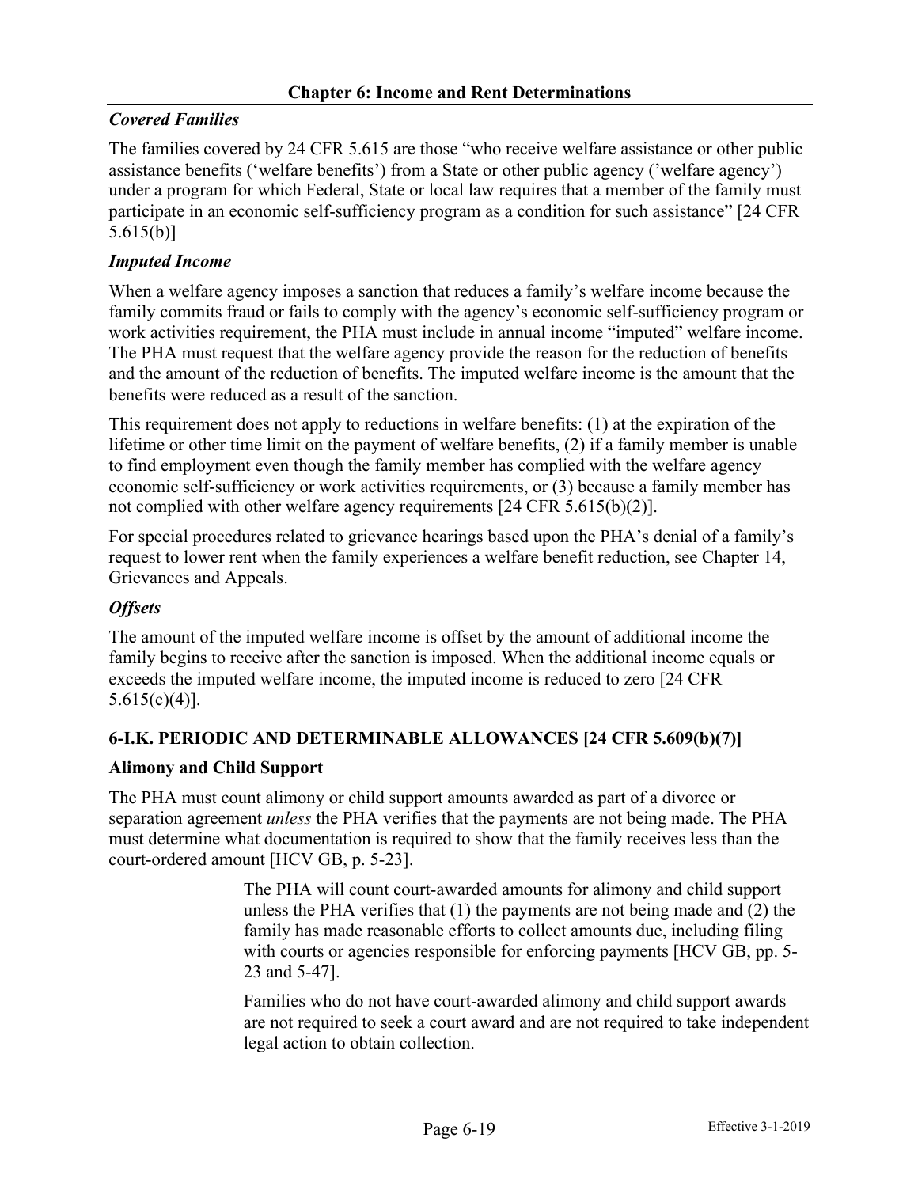### *Covered Families*

The families covered by 24 CFR 5.615 are those "who receive welfare assistance or other public assistance benefits ('welfare benefits') from a State or other public agency ('welfare agency') under a program for which Federal, State or local law requires that a member of the family must participate in an economic self-sufficiency program as a condition for such assistance" [24 CFR 5.615(b)]

### *Imputed Income*

When a welfare agency imposes a sanction that reduces a family's welfare income because the family commits fraud or fails to comply with the agency's economic self-sufficiency program or work activities requirement, the PHA must include in annual income "imputed" welfare income. The PHA must request that the welfare agency provide the reason for the reduction of benefits and the amount of the reduction of benefits. The imputed welfare income is the amount that the benefits were reduced as a result of the sanction.

This requirement does not apply to reductions in welfare benefits: (1) at the expiration of the lifetime or other time limit on the payment of welfare benefits, (2) if a family member is unable to find employment even though the family member has complied with the welfare agency economic self-sufficiency or work activities requirements, or (3) because a family member has not complied with other welfare agency requirements [24 CFR 5.615(b)(2)].

For special procedures related to grievance hearings based upon the PHA's denial of a family's request to lower rent when the family experiences a welfare benefit reduction, see Chapter 14, Grievances and Appeals.

### *Offsets*

The amount of the imputed welfare income is offset by the amount of additional income the family begins to receive after the sanction is imposed. When the additional income equals or exceeds the imputed welfare income, the imputed income is reduced to zero [24 CFR 5.615(c)(4)].

## 6-I.K. PERIODIC AND DETERMINABLE ALLOWANCES [24 CFR 5.609(b)(7)]

### Alimony and Child Support

The PHA must count alimony or child support amounts awarded as part of a divorce or separation agreement *unless* the PHA verifies that the payments are not being made. The PHA must determine what documentation is required to show that the family receives less than the court-ordered amount [HCV GB, p. 5-23].

> The PHA will count court-awarded amounts for alimony and child support unless the PHA verifies that (1) the payments are not being made and (2) the family has made reasonable efforts to collect amounts due, including filing with courts or agencies responsible for enforcing payments [HCV GB, pp. 5-23 and 5-47].
>
> Families who do not have court-awarded alimony and child support awards are not required to seek a court award and are not required to take independent legal action to obtain collection.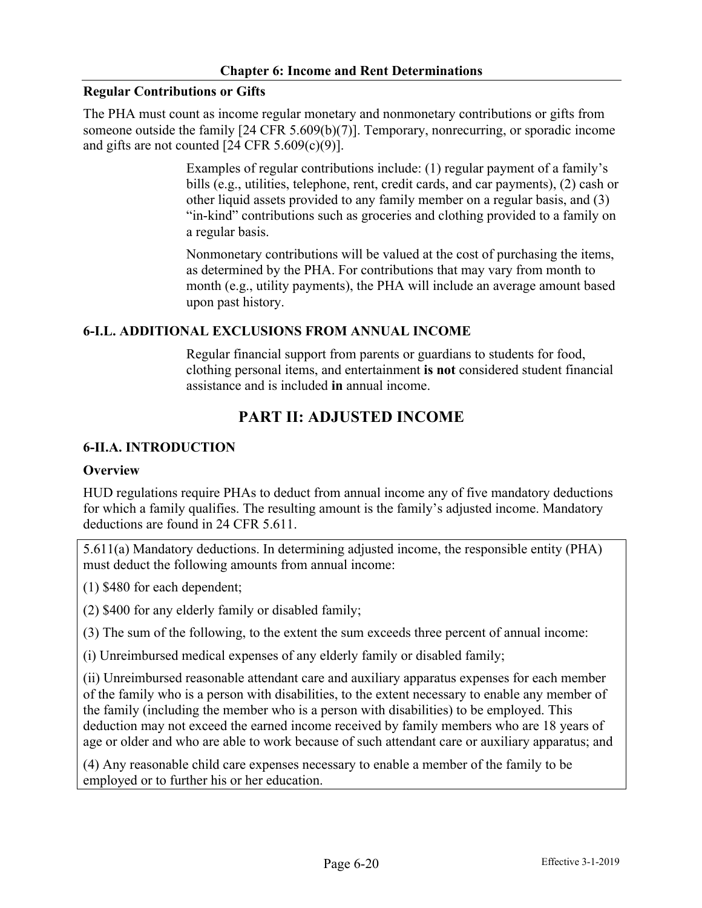**Regular Contributions or Gifts**

The PHA must count as income regular monetary and nonmonetary contributions or gifts from someone outside the family [24 CFR 5.609(b)(7)]. Temporary, nonrecurring, or sporadic income and gifts are not counted [24 CFR 5.609(c)(9)].

> Examples of regular contributions include: (1) regular payment of a family's bills (e.g., utilities, telephone, rent, credit cards, and car payments), (2) cash or other liquid assets provided to any family member on a regular basis, and (3) "in-kind" contributions such as groceries and clothing provided to a family on a regular basis.
>
> Nonmonetary contributions will be valued at the cost of purchasing the items, as determined by the PHA. For contributions that may vary from month to month (e.g., utility payments), the PHA will include an average amount based upon past history.

### 6-I.L. ADDITIONAL EXCLUSIONS FROM ANNUAL INCOME

> Regular financial support from parents or guardians to students for food, clothing personal items, and entertainment **is not** considered student financial assistance and is included **in** annual income.

## PART II: ADJUSTED INCOME

### 6-II.A. INTRODUCTION

**Overview**

HUD regulations require PHAs to deduct from annual income any of five mandatory deductions for which a family qualifies. The resulting amount is the family's adjusted income. Mandatory deductions are found in 24 CFR 5.611.

> 5.611(a) Mandatory deductions. In determining adjusted income, the responsible entity (PHA) must deduct the following amounts from annual income:
>
> (1) $480 for each dependent;
>
> (2) $400 for any elderly family or disabled family;
>
> (3) The sum of the following, to the extent the sum exceeds three percent of annual income:
>
> (i) Unreimbursed medical expenses of any elderly family or disabled family;
>
> (ii) Unreimbursed reasonable attendant care and auxiliary apparatus expenses for each member of the family who is a person with disabilities, to the extent necessary to enable any member of the family (including the member who is a person with disabilities) to be employed. This deduction may not exceed the earned income received by family members who are 18 years of age or older and who are able to work because of such attendant care or auxiliary apparatus; and
>
> (4) Any reasonable child care expenses necessary to enable a member of the family to be employed or to further his or her education.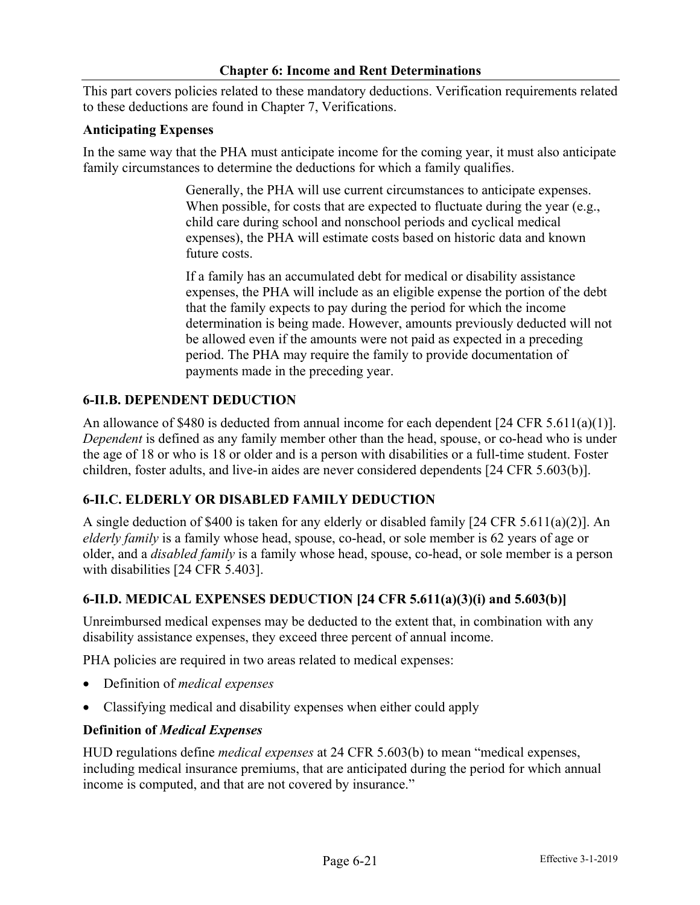This part covers policies related to these mandatory deductions. Verification requirements related to these deductions are found in Chapter 7, Verifications.

**Anticipating Expenses**

In the same way that the PHA must anticipate income for the coming year, it must also anticipate family circumstances to determine the deductions for which a family qualifies.

> Generally, the PHA will use current circumstances to anticipate expenses. When possible, for costs that are expected to fluctuate during the year (e.g., child care during school and nonschool periods and cyclical medical expenses), the PHA will estimate costs based on historic data and known future costs.
>
> If a family has an accumulated debt for medical or disability assistance expenses, the PHA will include as an eligible expense the portion of the debt that the family expects to pay during the period for which the income determination is being made. However, amounts previously deducted will not be allowed even if the amounts were not paid as expected in a preceding period. The PHA may require the family to provide documentation of payments made in the preceding year.

## 6-II.B. DEPENDENT DEDUCTION

An allowance of $480 is deducted from annual income for each dependent [24 CFR 5.611(a)(1)]. *Dependent* is defined as any family member other than the head, spouse, or co-head who is under the age of 18 or who is 18 or older and is a person with disabilities or a full-time student. Foster children, foster adults, and live-in aides are never considered dependents [24 CFR 5.603(b)].

## 6-II.C. ELDERLY OR DISABLED FAMILY DEDUCTION

A single deduction of $400 is taken for any elderly or disabled family [24 CFR 5.611(a)(2)]. An *elderly family* is a family whose head, spouse, co-head, or sole member is 62 years of age or older, and a *disabled family* is a family whose head, spouse, co-head, or sole member is a person with disabilities [24 CFR 5.403].

## 6-II.D. MEDICAL EXPENSES DEDUCTION [24 CFR 5.611(a)(3)(i) and 5.603(b)]

Unreimbursed medical expenses may be deducted to the extent that, in combination with any disability assistance expenses, they exceed three percent of annual income.

PHA policies are required in two areas related to medical expenses:

- Definition of *medical expenses*
- Classifying medical and disability expenses when either could apply

**Definition of *Medical Expenses***

HUD regulations define *medical expenses* at 24 CFR 5.603(b) to mean "medical expenses, including medical insurance premiums, that are anticipated during the period for which annual income is computed, and that are not covered by insurance."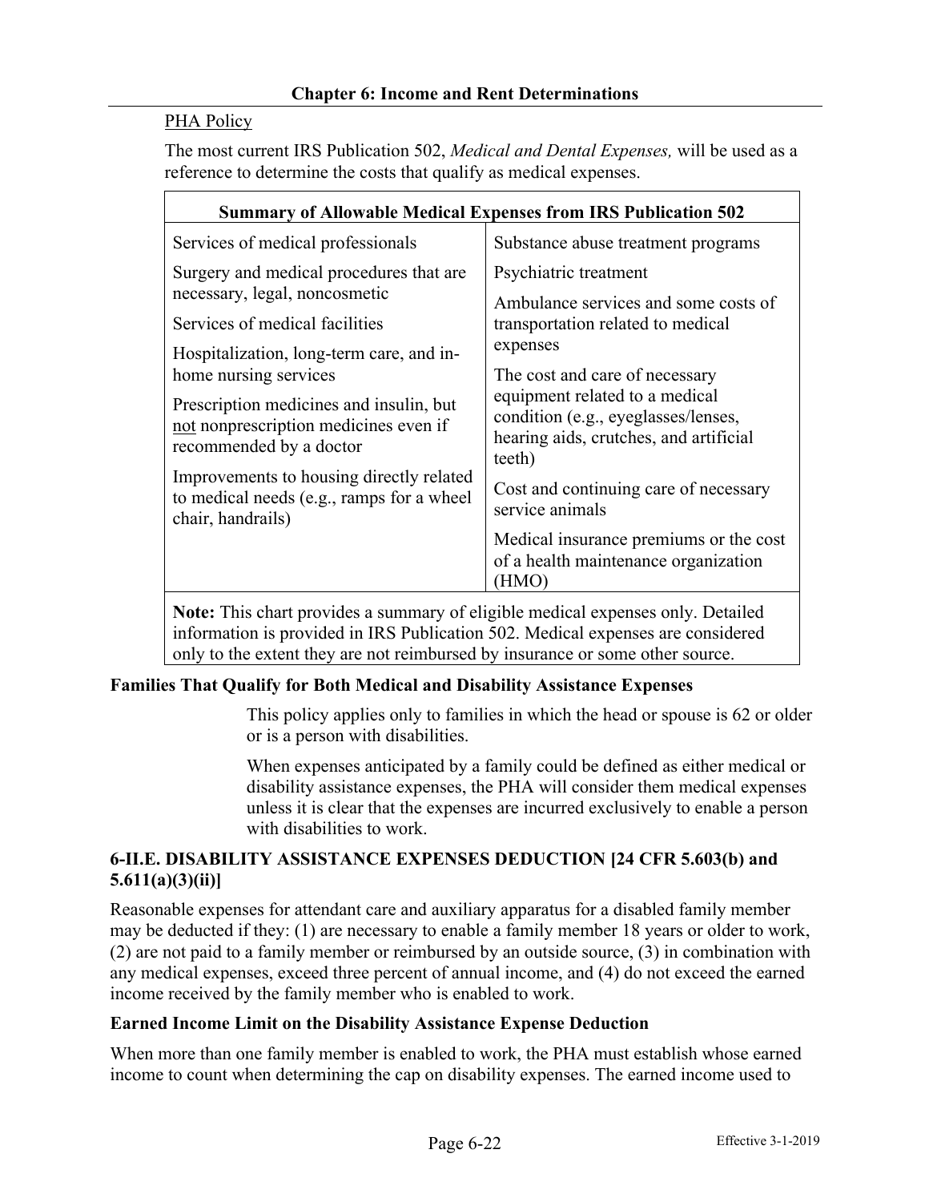PHA Policy

The most current IRS Publication 502, *Medical and Dental Expenses,* will be used as a reference to determine the costs that qualify as medical expenses.

| Summary of Allowable Medical Expenses from IRS Publication 502 | |
|---|---|
| Services of medical professionals | Substance abuse treatment programs |
| Surgery and medical procedures that are necessary, legal, noncosmetic | Psychiatric treatment |
| Services of medical facilities | Ambulance services and some costs of transportation related to medical expenses |
| Hospitalization, long-term care, and in-home nursing services | The cost and care of necessary equipment related to a medical condition (e.g., eyeglasses/lenses, hearing aids, crutches, and artificial teeth) |
| Prescription medicines and insulin, but not nonprescription medicines even if recommended by a doctor | Cost and continuing care of necessary service animals |
| Improvements to housing directly related to medical needs (e.g., ramps for a wheel chair, handrails) | Medical insurance premiums or the cost of a health maintenance organization (HMO) |

**Note:** This chart provides a summary of eligible medical expenses only. Detailed information is provided in IRS Publication 502. Medical expenses are considered only to the extent they are not reimbursed by insurance or some other source.

**Families That Qualify for Both Medical and Disability Assistance Expenses**

This policy applies only to families in which the head or spouse is 62 or older or is a person with disabilities.

When expenses anticipated by a family could be defined as either medical or disability assistance expenses, the PHA will consider them medical expenses unless it is clear that the expenses are incurred exclusively to enable a person with disabilities to work.

### 6-II.E. DISABILITY ASSISTANCE EXPENSES DEDUCTION [24 CFR 5.603(b) and 5.611(a)(3)(ii)]

Reasonable expenses for attendant care and auxiliary apparatus for a disabled family member may be deducted if they: (1) are necessary to enable a family member 18 years or older to work, (2) are not paid to a family member or reimbursed by an outside source, (3) in combination with any medical expenses, exceed three percent of annual income, and (4) do not exceed the earned income received by the family member who is enabled to work.

**Earned Income Limit on the Disability Assistance Expense Deduction**

When more than one family member is enabled to work, the PHA must establish whose earned income to count when determining the cap on disability expenses. The earned income used to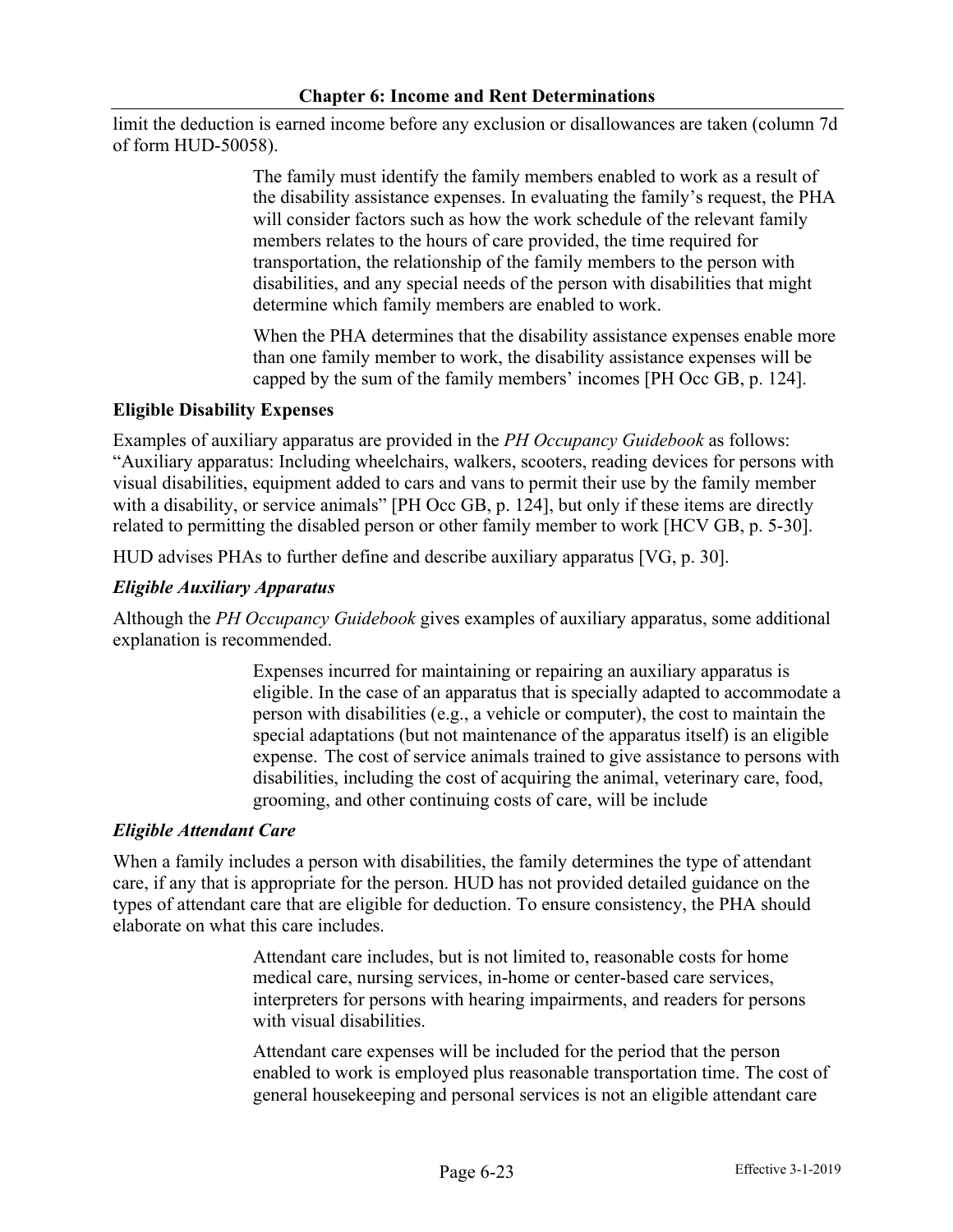limit the deduction is earned income before any exclusion or disallowances are taken (column 7d of form HUD-50058).

> The family must identify the family members enabled to work as a result of the disability assistance expenses. In evaluating the family's request, the PHA will consider factors such as how the work schedule of the relevant family members relates to the hours of care provided, the time required for transportation, the relationship of the family members to the person with disabilities, and any special needs of the person with disabilities that might determine which family members are enabled to work.
>
> When the PHA determines that the disability assistance expenses enable more than one family member to work, the disability assistance expenses will be capped by the sum of the family members' incomes [PH Occ GB, p. 124].

**Eligible Disability Expenses**

Examples of auxiliary apparatus are provided in the *PH Occupancy Guidebook* as follows: "Auxiliary apparatus: Including wheelchairs, walkers, scooters, reading devices for persons with visual disabilities, equipment added to cars and vans to permit their use by the family member with a disability, or service animals" [PH Occ GB, p. 124], but only if these items are directly related to permitting the disabled person or other family member to work [HCV GB, p. 5-30].

HUD advises PHAs to further define and describe auxiliary apparatus [VG, p. 30].

***Eligible Auxiliary Apparatus***

Although the *PH Occupancy Guidebook* gives examples of auxiliary apparatus, some additional explanation is recommended.

> Expenses incurred for maintaining or repairing an auxiliary apparatus is eligible. In the case of an apparatus that is specially adapted to accommodate a person with disabilities (e.g., a vehicle or computer), the cost to maintain the special adaptations (but not maintenance of the apparatus itself) is an eligible expense. The cost of service animals trained to give assistance to persons with disabilities, including the cost of acquiring the animal, veterinary care, food, grooming, and other continuing costs of care, will be include

***Eligible Attendant Care***

When a family includes a person with disabilities, the family determines the type of attendant care, if any that is appropriate for the person. HUD has not provided detailed guidance on the types of attendant care that are eligible for deduction. To ensure consistency, the PHA should elaborate on what this care includes.

> Attendant care includes, but is not limited to, reasonable costs for home medical care, nursing services, in-home or center-based care services, interpreters for persons with hearing impairments, and readers for persons with visual disabilities.
>
> Attendant care expenses will be included for the period that the person enabled to work is employed plus reasonable transportation time. The cost of general housekeeping and personal services is not an eligible attendant care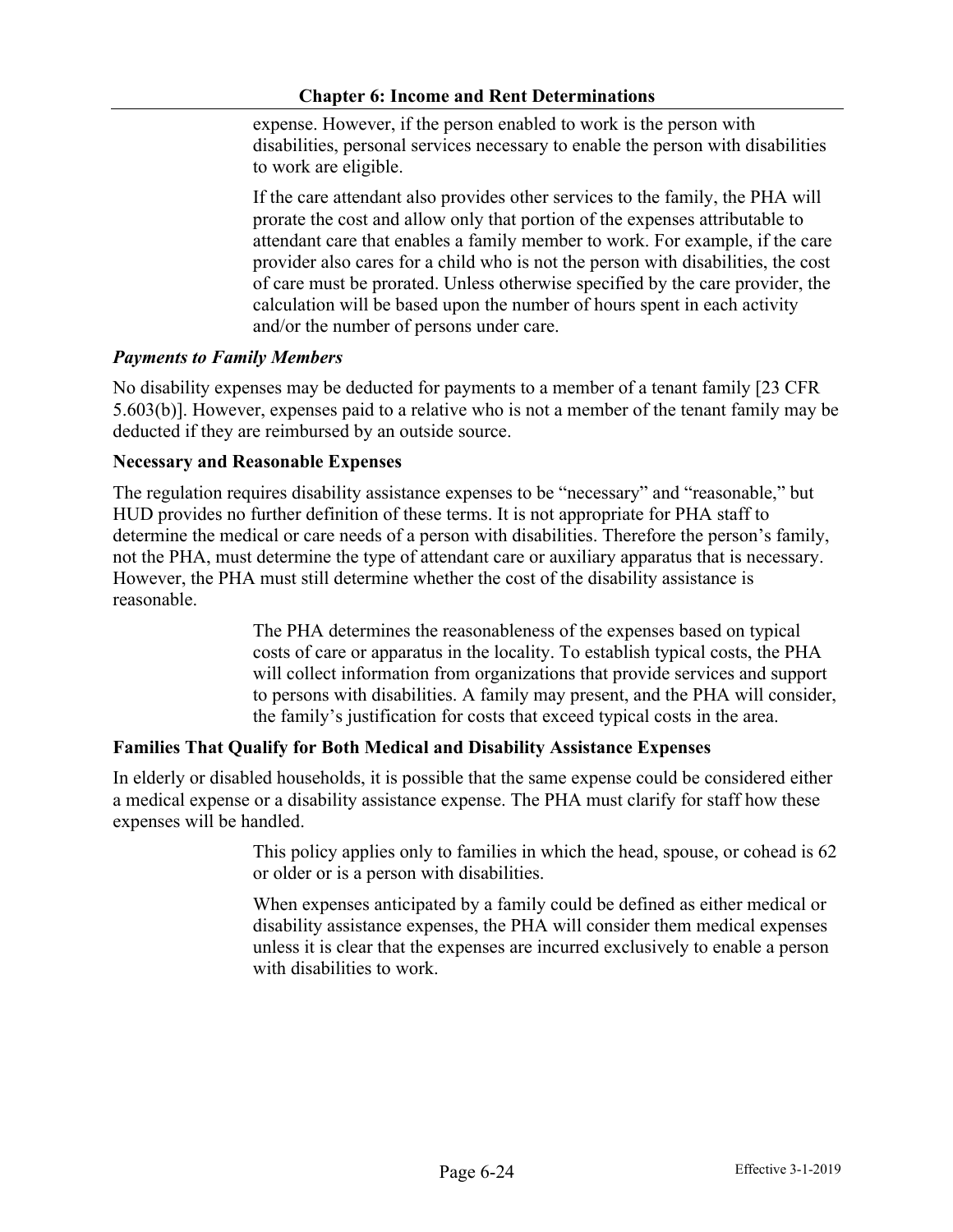expense. However, if the person enabled to work is the person with disabilities, personal services necessary to enable the person with disabilities to work are eligible.

If the care attendant also provides other services to the family, the PHA will prorate the cost and allow only that portion of the expenses attributable to attendant care that enables a family member to work. For example, if the care provider also cares for a child who is not the person with disabilities, the cost of care must be prorated. Unless otherwise specified by the care provider, the calculation will be based upon the number of hours spent in each activity and/or the number of persons under care.

### *Payments to Family Members*

No disability expenses may be deducted for payments to a member of a tenant family [23 CFR 5.603(b)]. However, expenses paid to a relative who is not a member of the tenant family may be deducted if they are reimbursed by an outside source.

### Necessary and Reasonable Expenses

The regulation requires disability assistance expenses to be "necessary" and "reasonable," but HUD provides no further definition of these terms. It is not appropriate for PHA staff to determine the medical or care needs of a person with disabilities. Therefore the person's family, not the PHA, must determine the type of attendant care or auxiliary apparatus that is necessary. However, the PHA must still determine whether the cost of the disability assistance is reasonable.

The PHA determines the reasonableness of the expenses based on typical costs of care or apparatus in the locality. To establish typical costs, the PHA will collect information from organizations that provide services and support to persons with disabilities. A family may present, and the PHA will consider, the family's justification for costs that exceed typical costs in the area.

### Families That Qualify for Both Medical and Disability Assistance Expenses

In elderly or disabled households, it is possible that the same expense could be considered either a medical expense or a disability assistance expense. The PHA must clarify for staff how these expenses will be handled.

This policy applies only to families in which the head, spouse, or cohead is 62 or older or is a person with disabilities.

When expenses anticipated by a family could be defined as either medical or disability assistance expenses, the PHA will consider them medical expenses unless it is clear that the expenses are incurred exclusively to enable a person with disabilities to work.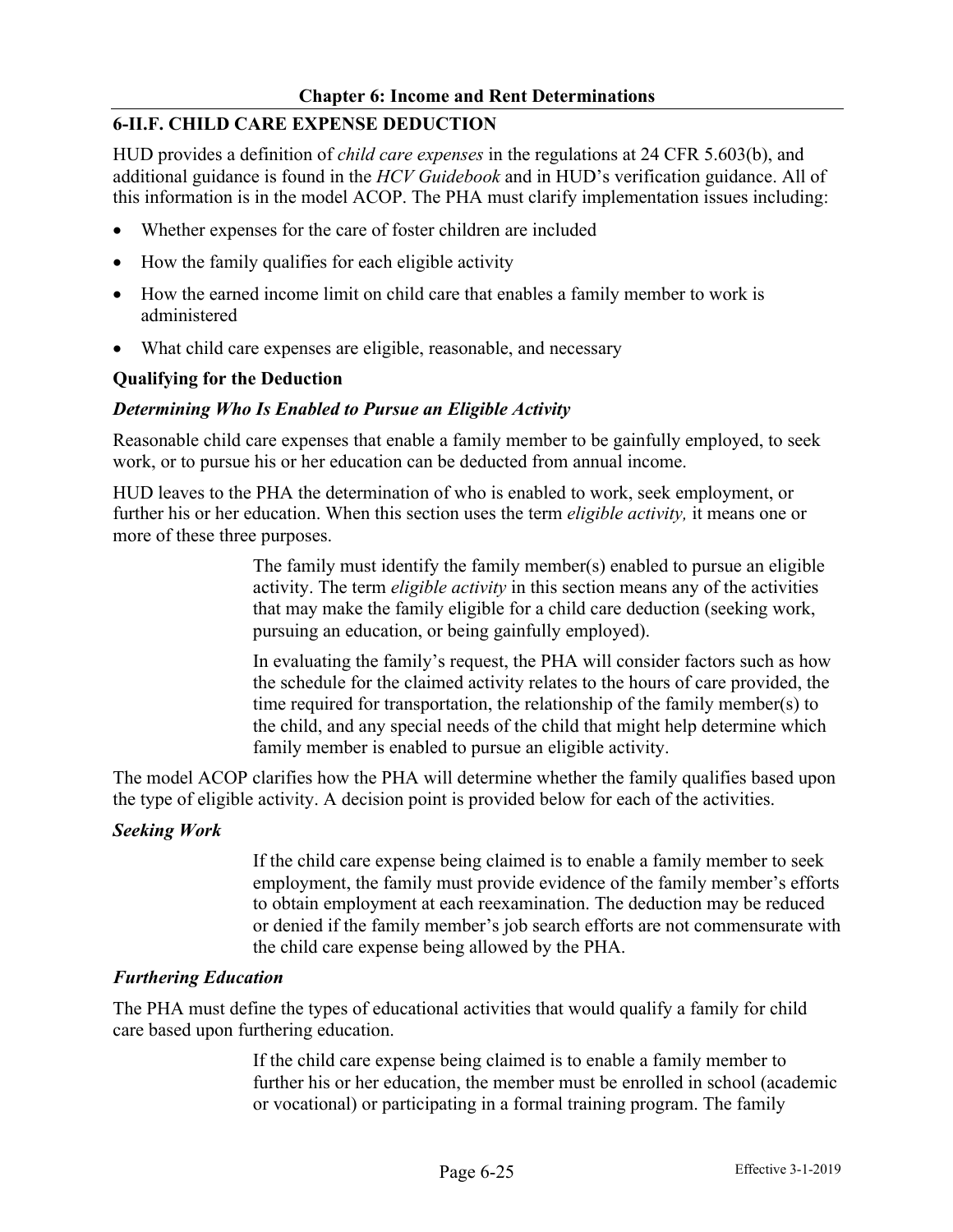## 6-II.F. CHILD CARE EXPENSE DEDUCTION

HUD provides a definition of *child care expenses* in the regulations at 24 CFR 5.603(b), and additional guidance is found in the *HCV Guidebook* and in HUD's verification guidance. All of this information is in the model ACOP. The PHA must clarify implementation issues including:

- Whether expenses for the care of foster children are included
- How the family qualifies for each eligible activity
- How the earned income limit on child care that enables a family member to work is administered
- What child care expenses are eligible, reasonable, and necessary

### Qualifying for the Deduction

#### *Determining Who Is Enabled to Pursue an Eligible Activity*

Reasonable child care expenses that enable a family member to be gainfully employed, to seek work, or to pursue his or her education can be deducted from annual income.

HUD leaves to the PHA the determination of who is enabled to work, seek employment, or further his or her education. When this section uses the term *eligible activity,* it means one or more of these three purposes.

> The family must identify the family member(s) enabled to pursue an eligible activity. The term *eligible activity* in this section means any of the activities that may make the family eligible for a child care deduction (seeking work, pursuing an education, or being gainfully employed).
>
> In evaluating the family's request, the PHA will consider factors such as how the schedule for the claimed activity relates to the hours of care provided, the time required for transportation, the relationship of the family member(s) to the child, and any special needs of the child that might help determine which family member is enabled to pursue an eligible activity.

The model ACOP clarifies how the PHA will determine whether the family qualifies based upon the type of eligible activity. A decision point is provided below for each of the activities.

#### *Seeking Work*

> If the child care expense being claimed is to enable a family member to seek employment, the family must provide evidence of the family member's efforts to obtain employment at each reexamination. The deduction may be reduced or denied if the family member's job search efforts are not commensurate with the child care expense being allowed by the PHA.

#### *Furthering Education*

The PHA must define the types of educational activities that would qualify a family for child care based upon furthering education.

> If the child care expense being claimed is to enable a family member to further his or her education, the member must be enrolled in school (academic or vocational) or participating in a formal training program. The family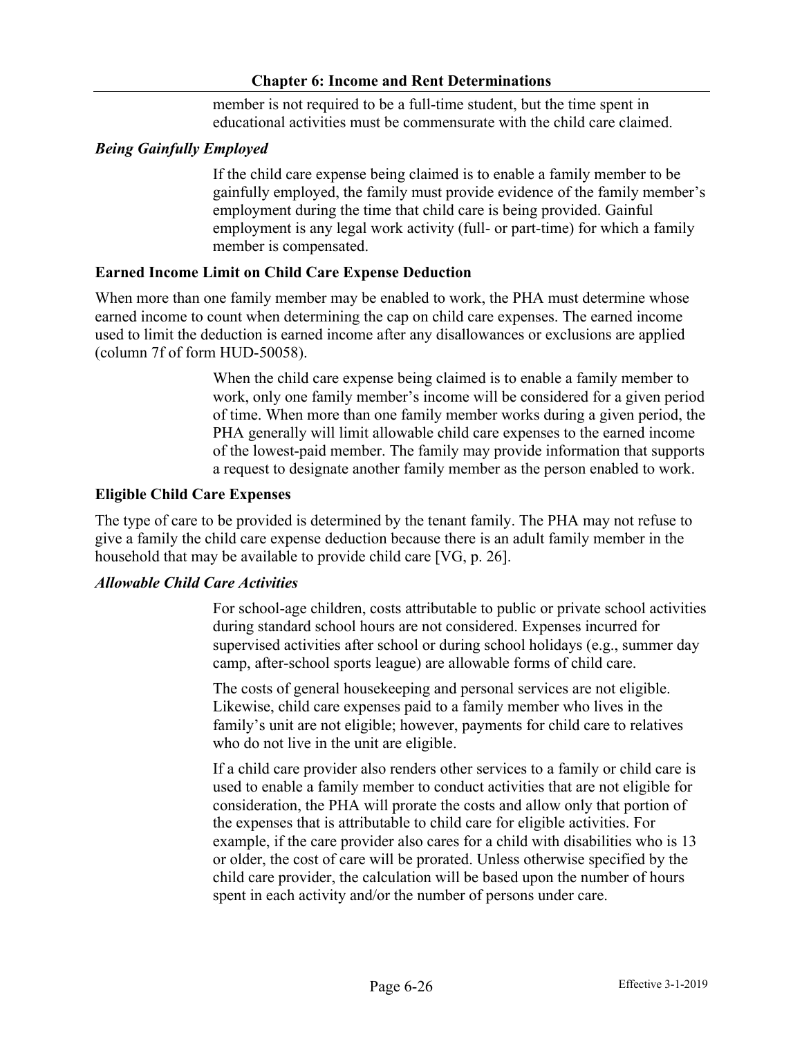member is not required to be a full-time student, but the time spent in educational activities must be commensurate with the child care claimed.

### *Being Gainfully Employed*

If the child care expense being claimed is to enable a family member to be gainfully employed, the family must provide evidence of the family member's employment during the time that child care is being provided. Gainful employment is any legal work activity (full- or part-time) for which a family member is compensated.

### Earned Income Limit on Child Care Expense Deduction

When more than one family member may be enabled to work, the PHA must determine whose earned income to count when determining the cap on child care expenses. The earned income used to limit the deduction is earned income after any disallowances or exclusions are applied (column 7f of form HUD-50058).

When the child care expense being claimed is to enable a family member to work, only one family member's income will be considered for a given period of time. When more than one family member works during a given period, the PHA generally will limit allowable child care expenses to the earned income of the lowest-paid member. The family may provide information that supports a request to designate another family member as the person enabled to work.

### Eligible Child Care Expenses

The type of care to be provided is determined by the tenant family. The PHA may not refuse to give a family the child care expense deduction because there is an adult family member in the household that may be available to provide child care [VG, p. 26].

### *Allowable Child Care Activities*

For school-age children, costs attributable to public or private school activities during standard school hours are not considered. Expenses incurred for supervised activities after school or during school holidays (e.g., summer day camp, after-school sports league) are allowable forms of child care.

The costs of general housekeeping and personal services are not eligible. Likewise, child care expenses paid to a family member who lives in the family's unit are not eligible; however, payments for child care to relatives who do not live in the unit are eligible.

If a child care provider also renders other services to a family or child care is used to enable a family member to conduct activities that are not eligible for consideration, the PHA will prorate the costs and allow only that portion of the expenses that is attributable to child care for eligible activities. For example, if the care provider also cares for a child with disabilities who is 13 or older, the cost of care will be prorated. Unless otherwise specified by the child care provider, the calculation will be based upon the number of hours spent in each activity and/or the number of persons under care.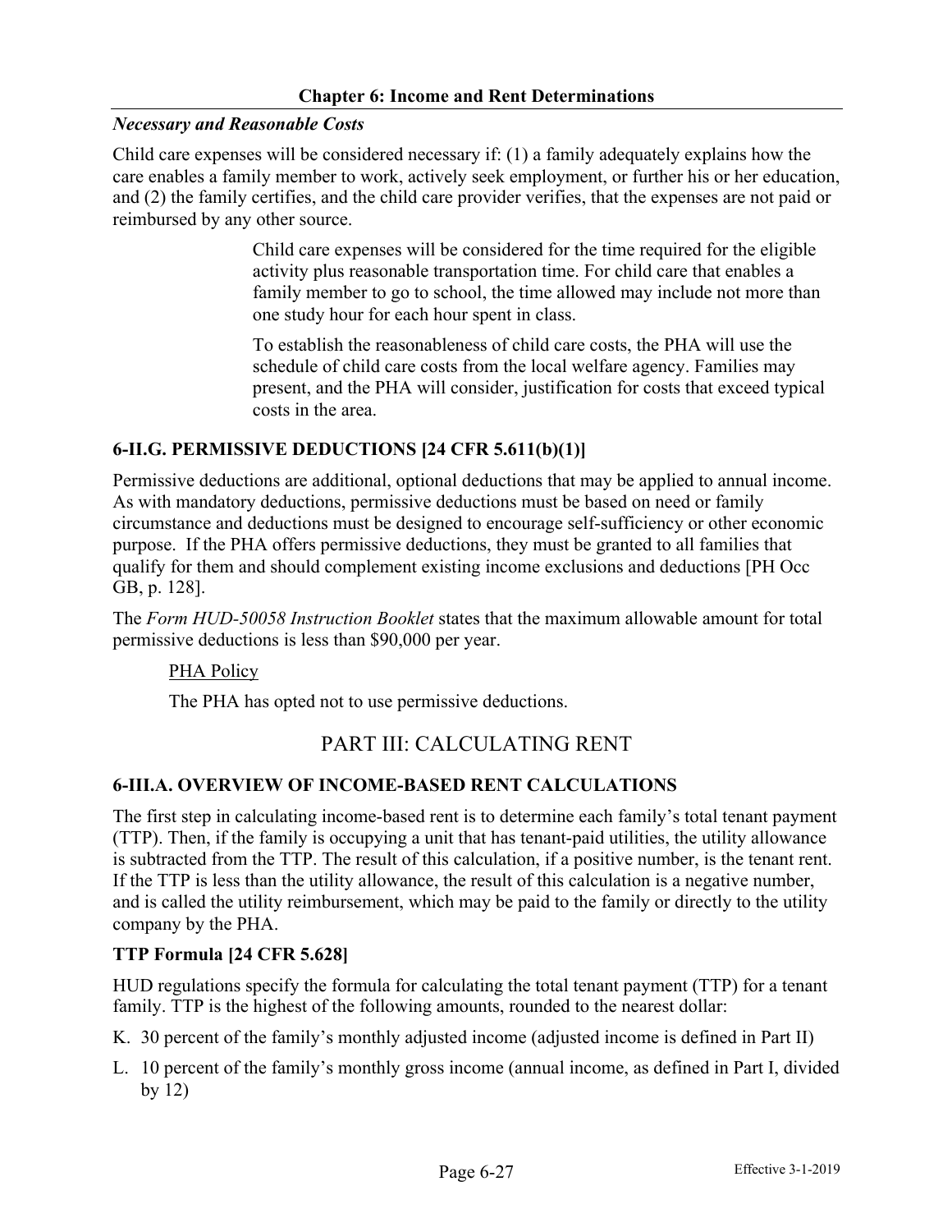*Necessary and Reasonable Costs*

Child care expenses will be considered necessary if: (1) a family adequately explains how the care enables a family member to work, actively seek employment, or further his or her education, and (2) the family certifies, and the child care provider verifies, that the expenses are not paid or reimbursed by any other source.

> Child care expenses will be considered for the time required for the eligible activity plus reasonable transportation time. For child care that enables a family member to go to school, the time allowed may include not more than one study hour for each hour spent in class.
>
> To establish the reasonableness of child care costs, the PHA will use the schedule of child care costs from the local welfare agency. Families may present, and the PHA will consider, justification for costs that exceed typical costs in the area.

### 6-II.G. PERMISSIVE DEDUCTIONS [24 CFR 5.611(b)(1)]

Permissive deductions are additional, optional deductions that may be applied to annual income. As with mandatory deductions, permissive deductions must be based on need or family circumstance and deductions must be designed to encourage self-sufficiency or other economic purpose. If the PHA offers permissive deductions, they must be granted to all families that qualify for them and should complement existing income exclusions and deductions [PH Occ GB, p. 128].

The *Form HUD-50058 Instruction Booklet* states that the maximum allowable amount for total permissive deductions is less than $90,000 per year.

> PHA Policy
>
> The PHA has opted not to use permissive deductions.

## PART III: CALCULATING RENT

### 6-III.A. OVERVIEW OF INCOME-BASED RENT CALCULATIONS

The first step in calculating income-based rent is to determine each family's total tenant payment (TTP). Then, if the family is occupying a unit that has tenant-paid utilities, the utility allowance is subtracted from the TTP. The result of this calculation, if a positive number, is the tenant rent. If the TTP is less than the utility allowance, the result of this calculation is a negative number, and is called the utility reimbursement, which may be paid to the family or directly to the utility company by the PHA.

**TTP Formula [24 CFR 5.628]**

HUD regulations specify the formula for calculating the total tenant payment (TTP) for a tenant family. TTP is the highest of the following amounts, rounded to the nearest dollar:

K. 30 percent of the family's monthly adjusted income (adjusted income is defined in Part II)

L. 10 percent of the family's monthly gross income (annual income, as defined in Part I, divided by 12)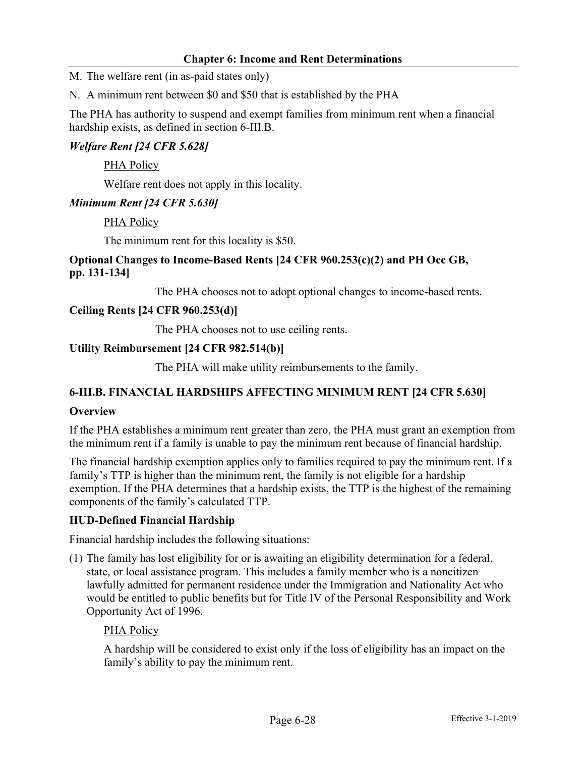M. The welfare rent (in as-paid states only)

N. A minimum rent between $0 and $50 that is established by the PHA

The PHA has authority to suspend and exempt families from minimum rent when a financial hardship exists, as defined in section 6-III.B.

***Welfare Rent [24 CFR 5.628]***

PHA Policy

Welfare rent does not apply in this locality.

***Minimum Rent [24 CFR 5.630]***

PHA Policy

The minimum rent for this locality is $50.

**Optional Changes to Income-Based Rents [24 CFR 960.253(c)(2) and PH Occ GB, pp. 131-134]**

The PHA chooses not to adopt optional changes to income-based rents.

**Ceiling Rents [24 CFR 960.253(d)]**

The PHA chooses not to use ceiling rents.

**Utility Reimbursement [24 CFR 982.514(b)]**

The PHA will make utility reimbursements to the family.

### 6-III.B. FINANCIAL HARDSHIPS AFFECTING MINIMUM RENT [24 CFR 5.630]

**Overview**

If the PHA establishes a minimum rent greater than zero, the PHA must grant an exemption from the minimum rent if a family is unable to pay the minimum rent because of financial hardship.

The financial hardship exemption applies only to families required to pay the minimum rent. If a family's TTP is higher than the minimum rent, the family is not eligible for a hardship exemption. If the PHA determines that a hardship exists, the TTP is the highest of the remaining components of the family's calculated TTP.

**HUD-Defined Financial Hardship**

Financial hardship includes the following situations:

(1) The family has lost eligibility for or is awaiting an eligibility determination for a federal, state, or local assistance program. This includes a family member who is a noncitizen lawfully admitted for permanent residence under the Immigration and Nationality Act who would be entitled to public benefits but for Title IV of the Personal Responsibility and Work Opportunity Act of 1996.

PHA Policy

A hardship will be considered to exist only if the loss of eligibility has an impact on the family's ability to pay the minimum rent.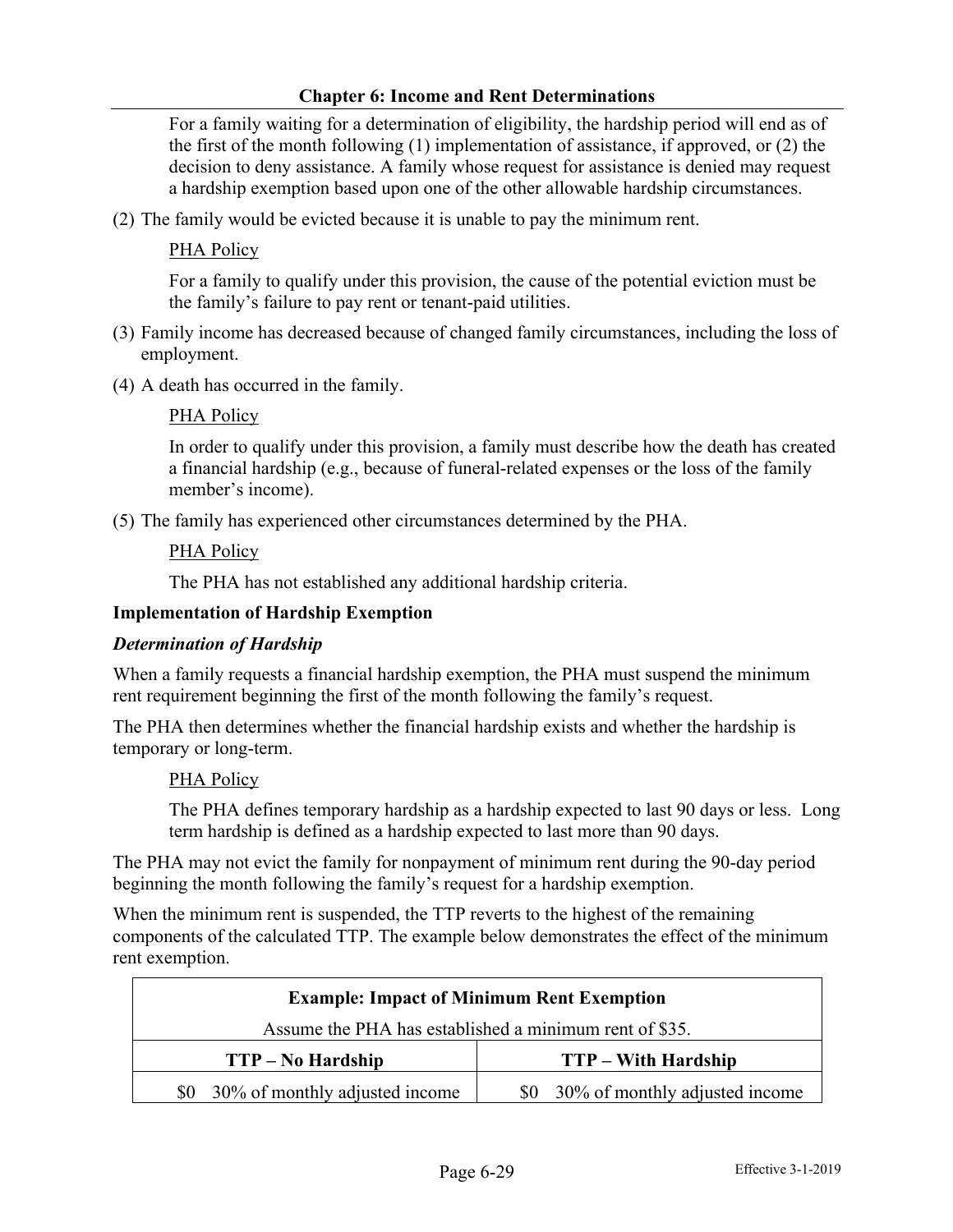For a family waiting for a determination of eligibility, the hardship period will end as of the first of the month following (1) implementation of assistance, if approved, or (2) the decision to deny assistance. A family whose request for assistance is denied may request a hardship exemption based upon one of the other allowable hardship circumstances.

(2) The family would be evicted because it is unable to pay the minimum rent.

PHA Policy

For a family to qualify under this provision, the cause of the potential eviction must be the family's failure to pay rent or tenant-paid utilities.

(3) Family income has decreased because of changed family circumstances, including the loss of employment.

(4) A death has occurred in the family.

PHA Policy

In order to qualify under this provision, a family must describe how the death has created a financial hardship (e.g., because of funeral-related expenses or the loss of the family member's income).

(5) The family has experienced other circumstances determined by the PHA.

PHA Policy

The PHA has not established any additional hardship criteria.

**Implementation of Hardship Exemption**

***Determination of Hardship***

When a family requests a financial hardship exemption, the PHA must suspend the minimum rent requirement beginning the first of the month following the family's request.

The PHA then determines whether the financial hardship exists and whether the hardship is temporary or long-term.

PHA Policy

The PHA defines temporary hardship as a hardship expected to last 90 days or less. Long term hardship is defined as a hardship expected to last more than 90 days.

The PHA may not evict the family for nonpayment of minimum rent during the 90-day period beginning the month following the family's request for a hardship exemption.

When the minimum rent is suspended, the TTP reverts to the highest of the remaining components of the calculated TTP. The example below demonstrates the effect of the minimum rent exemption.

| **Example: Impact of Minimum Rent Exemption**<br>Assume the PHA has established a minimum rent of $35. | |
|---|---|
| **TTP – No Hardship** | **TTP – With Hardship** |
| $0 30% of monthly adjusted income | $0 30% of monthly adjusted income |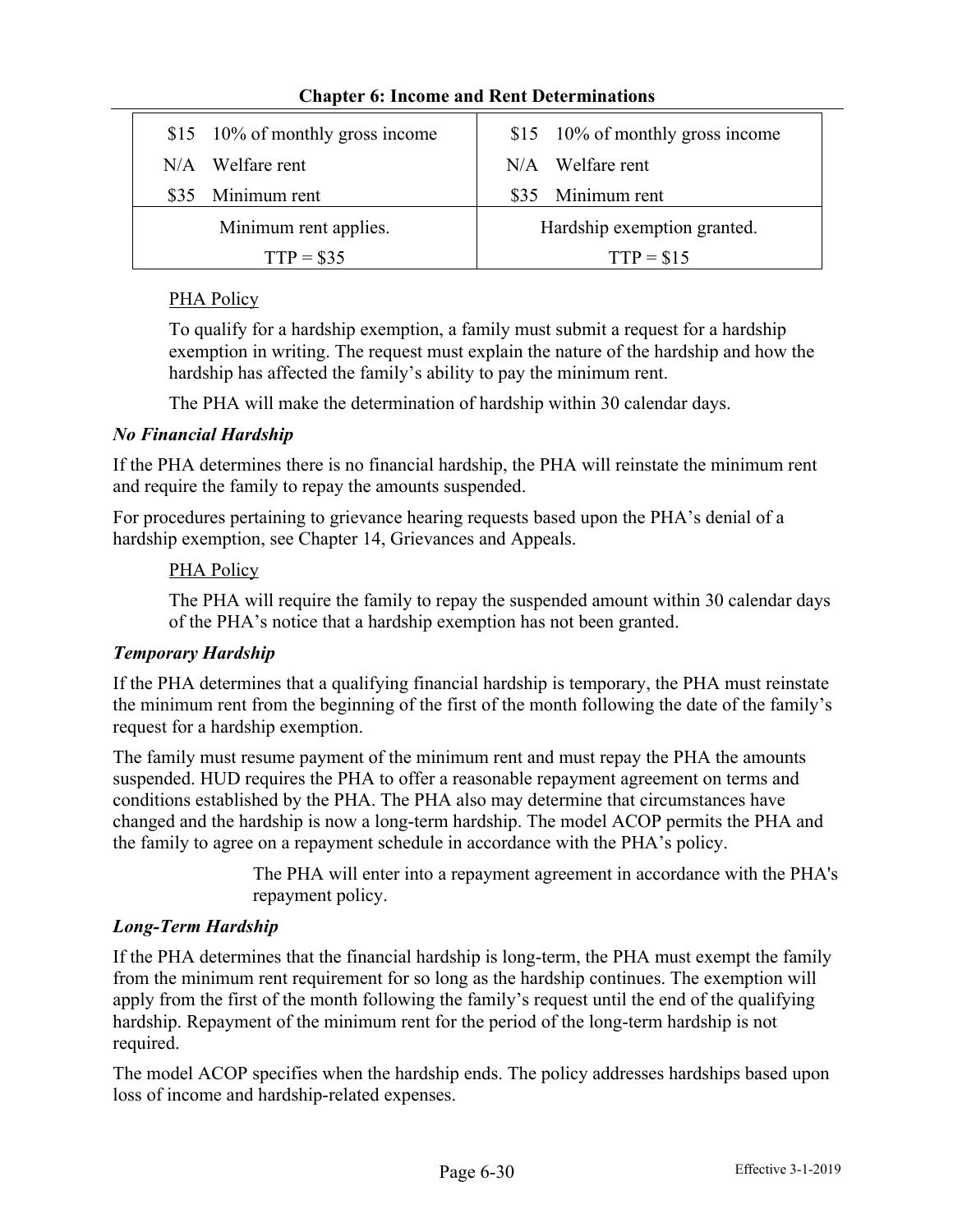| | |
|---|---|
| $15 10% of monthly gross income | $15 10% of monthly gross income |
| N/A Welfare rent | N/A Welfare rent |
| $35 Minimum rent | $35 Minimum rent |
| Minimum rent applies. TTP = $35 | Hardship exemption granted. TTP = $15 |

PHA Policy

To qualify for a hardship exemption, a family must submit a request for a hardship exemption in writing. The request must explain the nature of the hardship and how the hardship has affected the family's ability to pay the minimum rent.

The PHA will make the determination of hardship within 30 calendar days.

***No Financial Hardship***

If the PHA determines there is no financial hardship, the PHA will reinstate the minimum rent and require the family to repay the amounts suspended.

For procedures pertaining to grievance hearing requests based upon the PHA's denial of a hardship exemption, see Chapter 14, Grievances and Appeals.

PHA Policy

The PHA will require the family to repay the suspended amount within 30 calendar days of the PHA's notice that a hardship exemption has not been granted.

***Temporary Hardship***

If the PHA determines that a qualifying financial hardship is temporary, the PHA must reinstate the minimum rent from the beginning of the first of the month following the date of the family's request for a hardship exemption.

The family must resume payment of the minimum rent and must repay the PHA the amounts suspended. HUD requires the PHA to offer a reasonable repayment agreement on terms and conditions established by the PHA. The PHA also may determine that circumstances have changed and the hardship is now a long-term hardship. The model ACOP permits the PHA and the family to agree on a repayment schedule in accordance with the PHA's policy.

The PHA will enter into a repayment agreement in accordance with the PHA's repayment policy.

***Long-Term Hardship***

If the PHA determines that the financial hardship is long-term, the PHA must exempt the family from the minimum rent requirement for so long as the hardship continues. The exemption will apply from the first of the month following the family's request until the end of the qualifying hardship. Repayment of the minimum rent for the period of the long-term hardship is not required.

The model ACOP specifies when the hardship ends. The policy addresses hardships based upon loss of income and hardship-related expenses.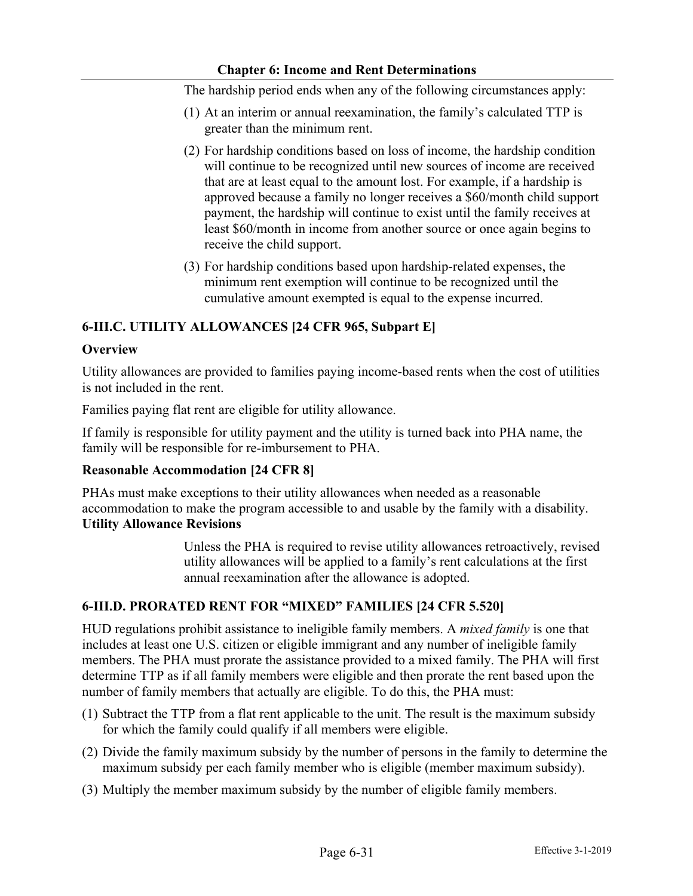The hardship period ends when any of the following circumstances apply:

(1) At an interim or annual reexamination, the family's calculated TTP is greater than the minimum rent.

(2) For hardship conditions based on loss of income, the hardship condition will continue to be recognized until new sources of income are received that are at least equal to the amount lost. For example, if a hardship is approved because a family no longer receives a $60/month child support payment, the hardship will continue to exist until the family receives at least $60/month in income from another source or once again begins to receive the child support.

(3) For hardship conditions based upon hardship-related expenses, the minimum rent exemption will continue to be recognized until the cumulative amount exempted is equal to the expense incurred.

## 6-III.C. UTILITY ALLOWANCES [24 CFR 965, Subpart E]

### Overview

Utility allowances are provided to families paying income-based rents when the cost of utilities is not included in the rent.

Families paying flat rent are eligible for utility allowance.

If family is responsible for utility payment and the utility is turned back into PHA name, the family will be responsible for re-imbursement to PHA.

### Reasonable Accommodation [24 CFR 8]

PHAs must make exceptions to their utility allowances when needed as a reasonable accommodation to make the program accessible to and usable by the family with a disability.

### Utility Allowance Revisions

Unless the PHA is required to revise utility allowances retroactively, revised utility allowances will be applied to a family's rent calculations at the first annual reexamination after the allowance is adopted.

## 6-III.D. PRORATED RENT FOR "MIXED" FAMILIES [24 CFR 5.520]

HUD regulations prohibit assistance to ineligible family members. A *mixed family* is one that includes at least one U.S. citizen or eligible immigrant and any number of ineligible family members. The PHA must prorate the assistance provided to a mixed family. The PHA will first determine TTP as if all family members were eligible and then prorate the rent based upon the number of family members that actually are eligible. To do this, the PHA must:

(1) Subtract the TTP from a flat rent applicable to the unit. The result is the maximum subsidy for which the family could qualify if all members were eligible.

(2) Divide the family maximum subsidy by the number of persons in the family to determine the maximum subsidy per each family member who is eligible (member maximum subsidy).

(3) Multiply the member maximum subsidy by the number of eligible family members.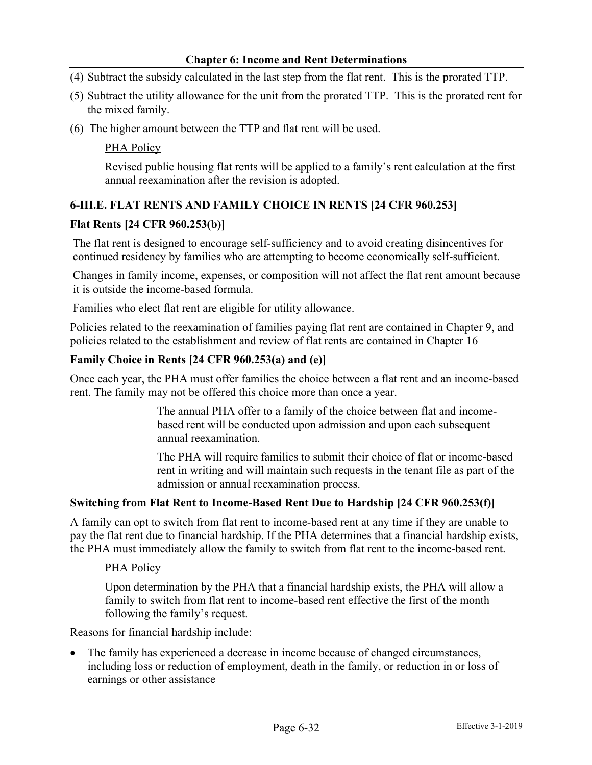(4) Subtract the subsidy calculated in the last step from the flat rent. This is the prorated TTP.

(5) Subtract the utility allowance for the unit from the prorated TTP. This is the prorated rent for the mixed family.

(6) The higher amount between the TTP and flat rent will be used.

PHA Policy

Revised public housing flat rents will be applied to a family's rent calculation at the first annual reexamination after the revision is adopted.

### 6-III.E. FLAT RENTS AND FAMILY CHOICE IN RENTS [24 CFR 960.253]

#### Flat Rents [24 CFR 960.253(b)]

The flat rent is designed to encourage self-sufficiency and to avoid creating disincentives for continued residency by families who are attempting to become economically self-sufficient.

Changes in family income, expenses, or composition will not affect the flat rent amount because it is outside the income-based formula.

Families who elect flat rent are eligible for utility allowance.

Policies related to the reexamination of families paying flat rent are contained in Chapter 9, and policies related to the establishment and review of flat rents are contained in Chapter 16

#### Family Choice in Rents [24 CFR 960.253(a) and (e)]

Once each year, the PHA must offer families the choice between a flat rent and an income-based rent. The family may not be offered this choice more than once a year.

The annual PHA offer to a family of the choice between flat and income-based rent will be conducted upon admission and upon each subsequent annual reexamination.

The PHA will require families to submit their choice of flat or income-based rent in writing and will maintain such requests in the tenant file as part of the admission or annual reexamination process.

#### Switching from Flat Rent to Income-Based Rent Due to Hardship [24 CFR 960.253(f)]

A family can opt to switch from flat rent to income-based rent at any time if they are unable to pay the flat rent due to financial hardship. If the PHA determines that a financial hardship exists, the PHA must immediately allow the family to switch from flat rent to the income-based rent.

PHA Policy

Upon determination by the PHA that a financial hardship exists, the PHA will allow a family to switch from flat rent to income-based rent effective the first of the month following the family's request.

Reasons for financial hardship include:

- The family has experienced a decrease in income because of changed circumstances, including loss or reduction of employment, death in the family, or reduction in or loss of earnings or other assistance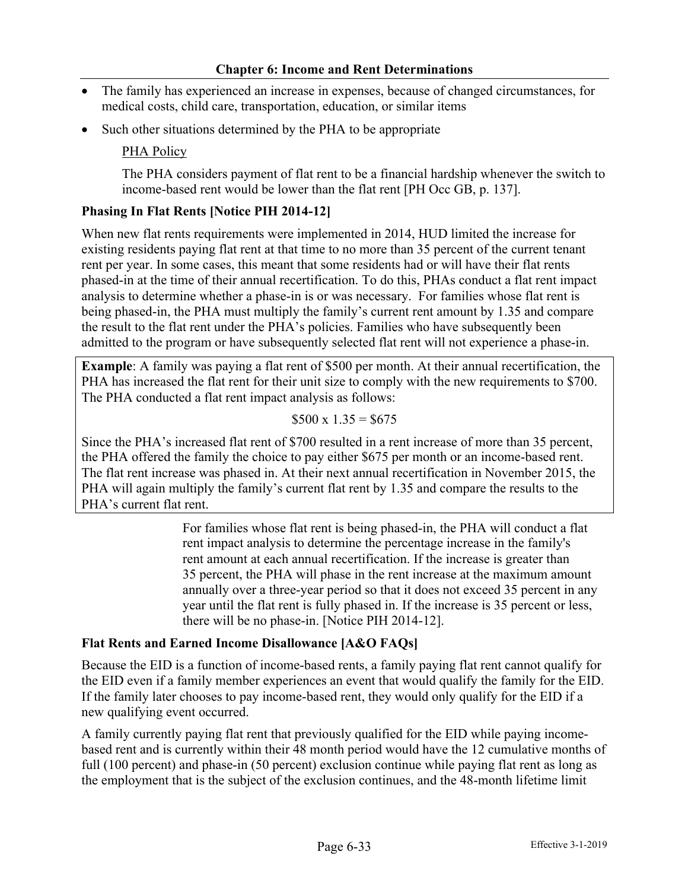- The family has experienced an increase in expenses, because of changed circumstances, for medical costs, child care, transportation, education, or similar items
- Such other situations determined by the PHA to be appropriate

PHA Policy

The PHA considers payment of flat rent to be a financial hardship whenever the switch to income-based rent would be lower than the flat rent [PH Occ GB, p. 137].

### Phasing In Flat Rents [Notice PIH 2014-12]

When new flat rents requirements were implemented in 2014, HUD limited the increase for existing residents paying flat rent at that time to no more than 35 percent of the current tenant rent per year. In some cases, this meant that some residents had or will have their flat rents phased-in at the time of their annual recertification. To do this, PHAs conduct a flat rent impact analysis to determine whether a phase-in is or was necessary. For families whose flat rent is being phased-in, the PHA must multiply the family's current rent amount by 1.35 and compare the result to the flat rent under the PHA's policies. Families who have subsequently been admitted to the program or have subsequently selected flat rent will not experience a phase-in.

**Example**: A family was paying a flat rent of $500 per month. At their annual recertification, the PHA has increased the flat rent for their unit size to comply with the new requirements to $700. The PHA conducted a flat rent impact analysis as follows:

$500 x 1.35 = $675

Since the PHA's increased flat rent of $700 resulted in a rent increase of more than 35 percent, the PHA offered the family the choice to pay either $675 per month or an income-based rent. The flat rent increase was phased in. At their next annual recertification in November 2015, the PHA will again multiply the family's current flat rent by 1.35 and compare the results to the PHA's current flat rent.

For families whose flat rent is being phased-in, the PHA will conduct a flat rent impact analysis to determine the percentage increase in the family's rent amount at each annual recertification. If the increase is greater than 35 percent, the PHA will phase in the rent increase at the maximum amount annually over a three-year period so that it does not exceed 35 percent in any year until the flat rent is fully phased in. If the increase is 35 percent or less, there will be no phase-in. [Notice PIH 2014-12].

### Flat Rents and Earned Income Disallowance [A&O FAQs]

Because the EID is a function of income-based rents, a family paying flat rent cannot qualify for the EID even if a family member experiences an event that would qualify the family for the EID. If the family later chooses to pay income-based rent, they would only qualify for the EID if a new qualifying event occurred.

A family currently paying flat rent that previously qualified for the EID while paying income-based rent and is currently within their 48 month period would have the 12 cumulative months of full (100 percent) and phase-in (50 percent) exclusion continue while paying flat rent as long as the employment that is the subject of the exclusion continues, and the 48-month lifetime limit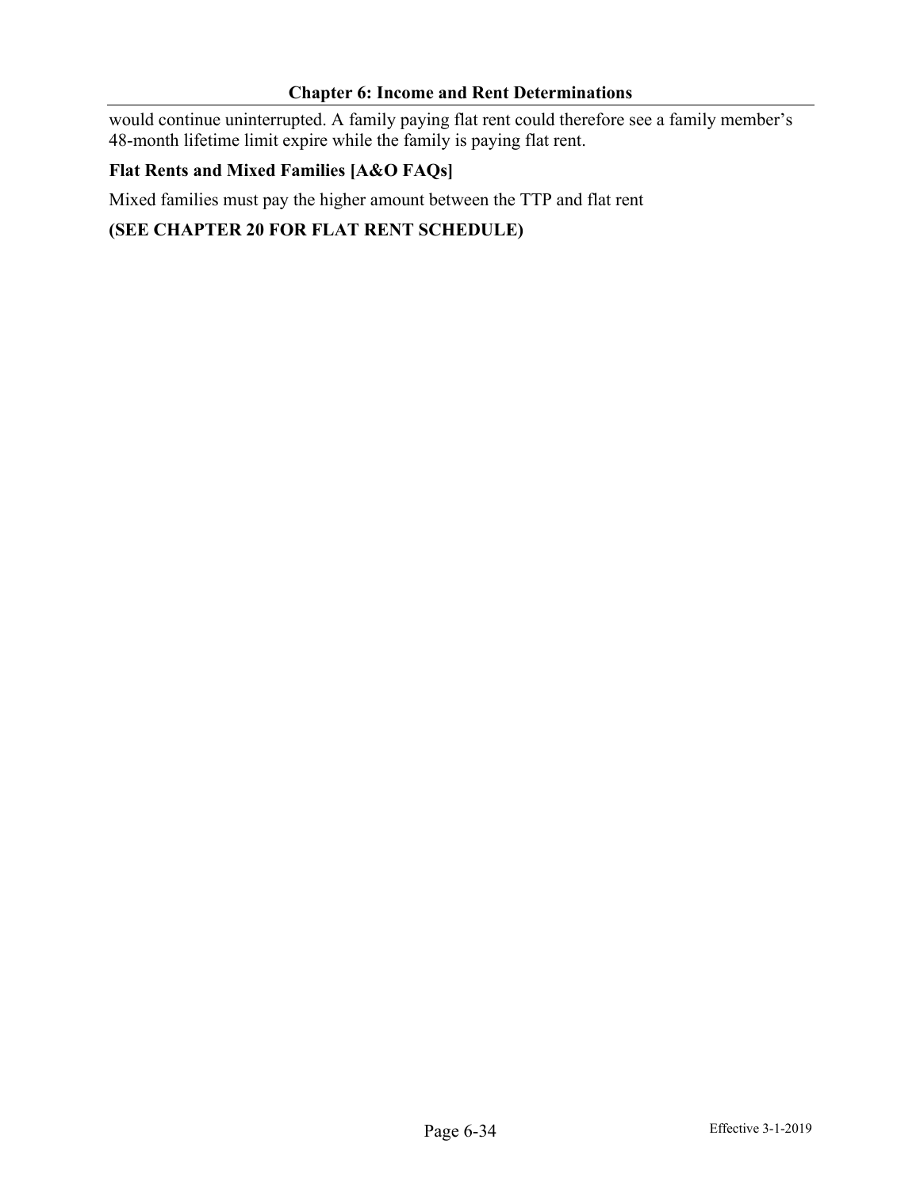would continue uninterrupted. A family paying flat rent could therefore see a family member's 48-month lifetime limit expire while the family is paying flat rent.

**Flat Rents and Mixed Families [A&O FAQs]**

Mixed families must pay the higher amount between the TTP and flat rent

**(SEE CHAPTER 20 FOR FLAT RENT SCHEDULE)**